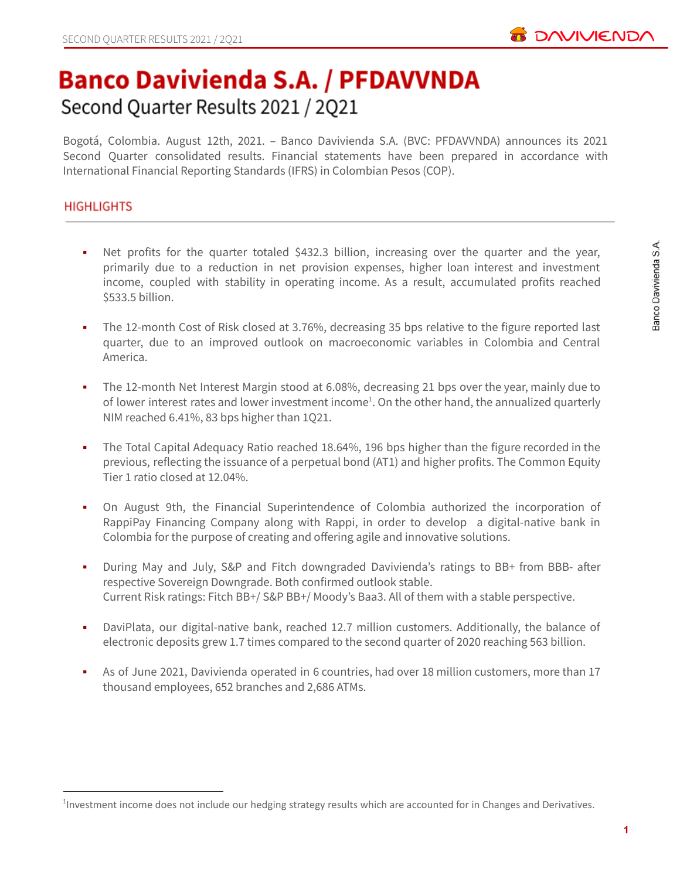# Banco Davivienda S.A. / PFDAVVNDA

## Second Quarter Results 2021 / 2Q21

Bogotá, Colombia. August 12th, 2021. – Banco Davivienda S.A. (BVC: PFDAVVNDA) announces its 2021 Second Quarter consolidated results. Financial statements have been prepared in accordance with International Financial Reporting Standards (IFRS) in Colombian Pesos (COP).

### HIGHLIGHTS

- Net profits for the quarter totaled $432.3 billion, increasing over the quarter and the year, primarily due to a reduction in net provision expenses, higher loan interest and investment income, coupled with stability in operating income. As a result, accumulated profits reached $533.5 billion.

- The 12-month Cost of Risk closed at 3.76%, decreasing 35 bps relative to the figure reported last quarter, due to an improved outlook on macroeconomic variables in Colombia and Central America.

- The 12-month Net Interest Margin stood at 6.08%, decreasing 21 bps over the year, mainly due to of lower interest rates and lower investment income[1]. On the other hand, the annualized quarterly NIM reached 6.41%, 83 bps higher than 1Q21.

- The Total Capital Adequacy Ratio reached 18.64%, 196 bps higher than the figure recorded in the previous, reflecting the issuance of a perpetual bond (AT1) and higher profits. The Common Equity Tier 1 ratio closed at 12.04%.

- On August 9th, the Financial Superintendence of Colombia authorized the incorporation of RappiPay Financing Company along with Rappi, in order to develop a digital-native bank in Colombia for the purpose of creating and offering agile and innovative solutions.

- During May and July, S&P and Fitch downgraded Davivienda's ratings to BB+ from BBB- after respective Sovereign Downgrade. Both confirmed outlook stable.
  Current Risk ratings: Fitch BB+/ S&P BB+/ Moody's Baa3. All of them with a stable perspective.

- DaviPlata, our digital-native bank, reached 12.7 million customers. Additionally, the balance of electronic deposits grew 1.7 times compared to the second quarter of 2020 reaching 563 billion.

- As of June 2021, Davivienda operated in 6 countries, had over 18 million customers, more than 17 thousand employees, 652 branches and 2,686 ATMs.

---

[1] Investment income does not include our hedging strategy results which are accounted for in Changes and Derivatives.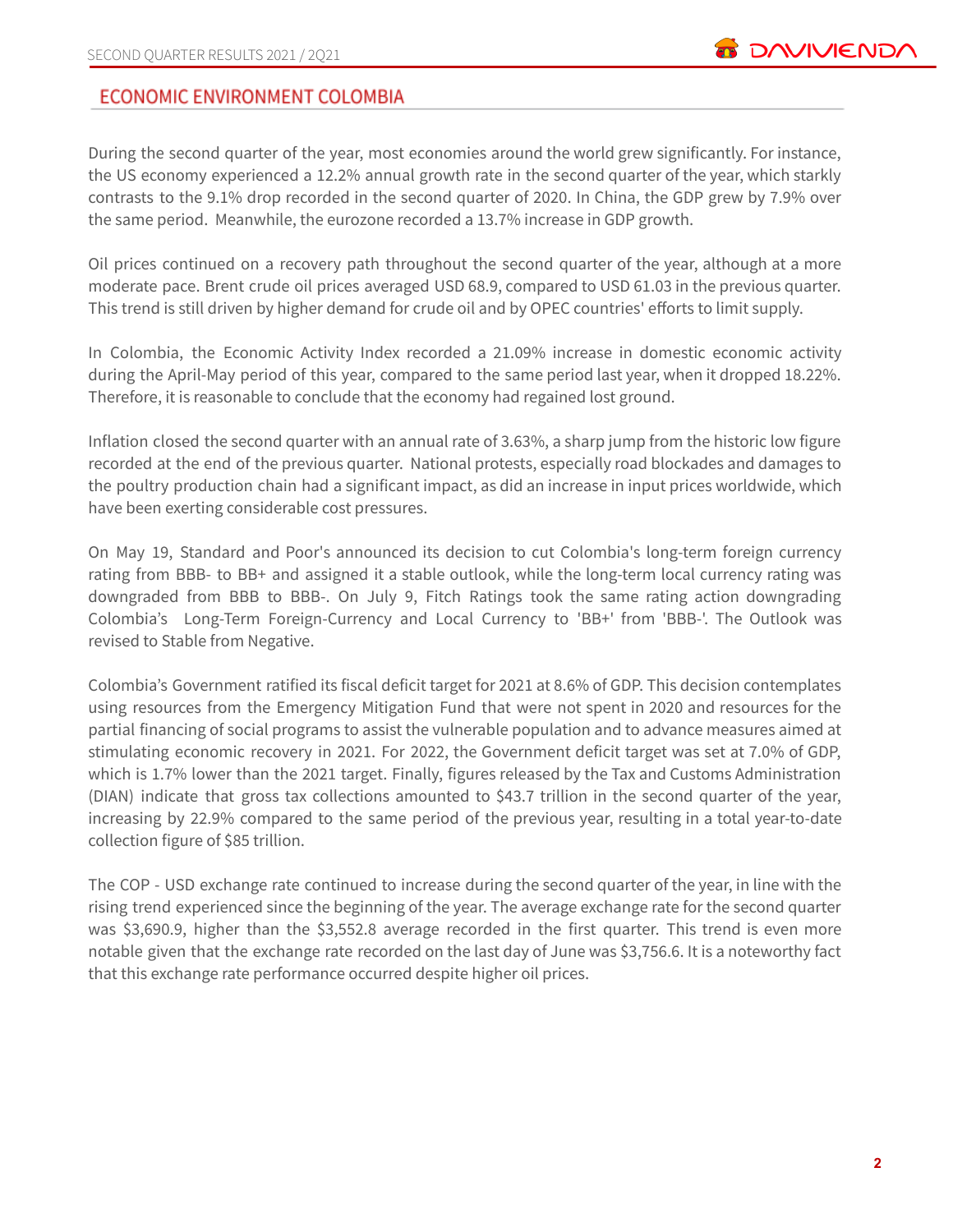## ECONOMIC ENVIRONMENT COLOMBIA

During the second quarter of the year, most economies around the world grew significantly. For instance, the US economy experienced a 12.2% annual growth rate in the second quarter of the year, which starkly contrasts to the 9.1% drop recorded in the second quarter of 2020. In China, the GDP grew by 7.9% over the same period. Meanwhile, the eurozone recorded a 13.7% increase in GDP growth.

Oil prices continued on a recovery path throughout the second quarter of the year, although at a more moderate pace. Brent crude oil prices averaged USD 68.9, compared to USD 61.03 in the previous quarter. This trend is still driven by higher demand for crude oil and by OPEC countries' efforts to limit supply.

In Colombia, the Economic Activity Index recorded a 21.09% increase in domestic economic activity during the April-May period of this year, compared to the same period last year, when it dropped 18.22%. Therefore, it is reasonable to conclude that the economy had regained lost ground.

Inflation closed the second quarter with an annual rate of 3.63%, a sharp jump from the historic low figure recorded at the end of the previous quarter. National protests, especially road blockades and damages to the poultry production chain had a significant impact, as did an increase in input prices worldwide, which have been exerting considerable cost pressures.

On May 19, Standard and Poor's announced its decision to cut Colombia's long-term foreign currency rating from BBB- to BB+ and assigned it a stable outlook, while the long-term local currency rating was downgraded from BBB to BBB-. On July 9, Fitch Ratings took the same rating action downgrading Colombia's Long-Term Foreign-Currency and Local Currency to 'BB+' from 'BBB-'. The Outlook was revised to Stable from Negative.

Colombia's Government ratified its fiscal deficit target for 2021 at 8.6% of GDP. This decision contemplates using resources from the Emergency Mitigation Fund that were not spent in 2020 and resources for the partial financing of social programs to assist the vulnerable population and to advance measures aimed at stimulating economic recovery in 2021. For 2022, the Government deficit target was set at 7.0% of GDP, which is 1.7% lower than the 2021 target. Finally, figures released by the Tax and Customs Administration (DIAN) indicate that gross tax collections amounted to $43.7 trillion in the second quarter of the year, increasing by 22.9% compared to the same period of the previous year, resulting in a total year-to-date collection figure of $85 trillion.

The COP - USD exchange rate continued to increase during the second quarter of the year, in line with the rising trend experienced since the beginning of the year. The average exchange rate for the second quarter was $3,690.9, higher than the $3,552.8 average recorded in the first quarter. This trend is even more notable given that the exchange rate recorded on the last day of June was $3,756.6. It is a noteworthy fact that this exchange rate performance occurred despite higher oil prices.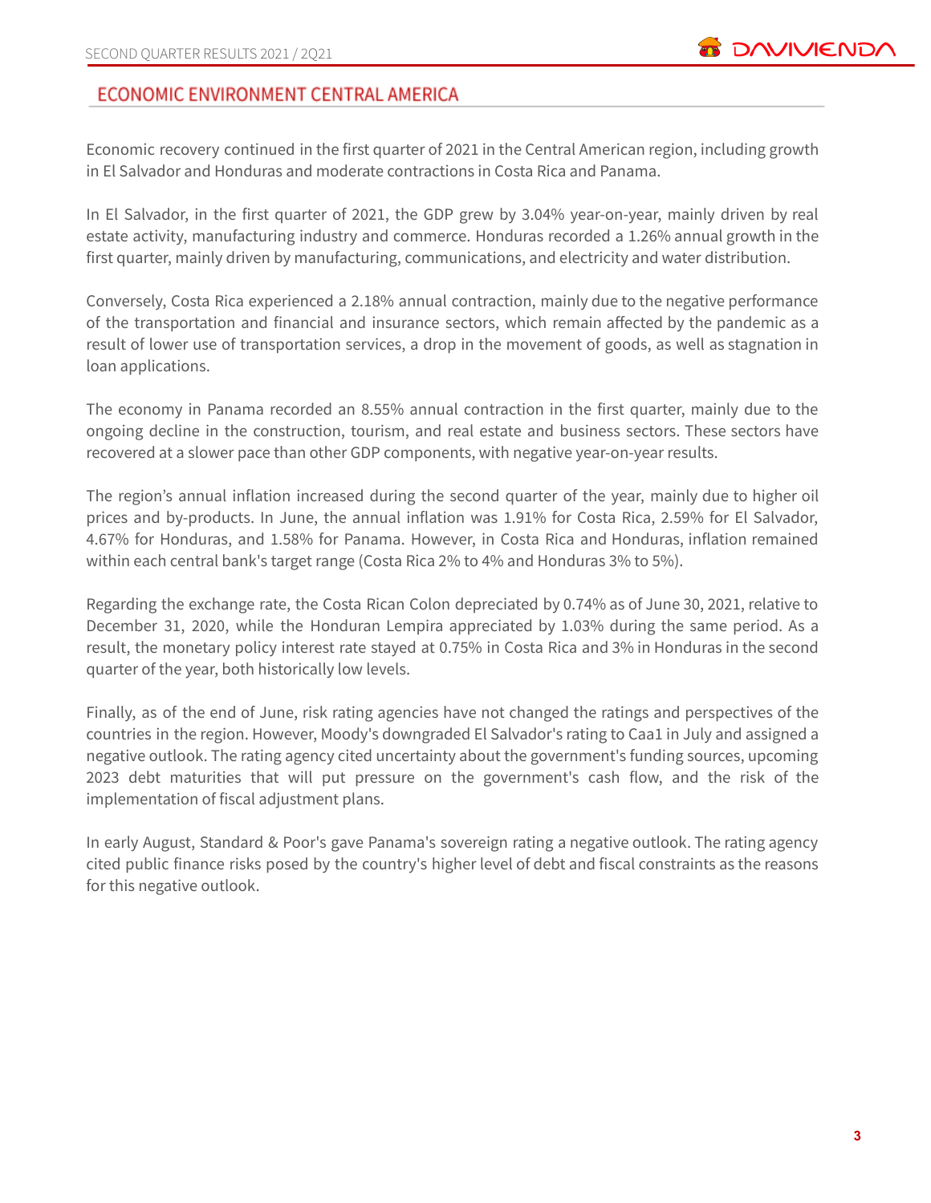## ECONOMIC ENVIRONMENT CENTRAL AMERICA

Economic recovery continued in the first quarter of 2021 in the Central American region, including growth in El Salvador and Honduras and moderate contractions in Costa Rica and Panama.

In El Salvador, in the first quarter of 2021, the GDP grew by 3.04% year-on-year, mainly driven by real estate activity, manufacturing industry and commerce. Honduras recorded a 1.26% annual growth in the first quarter, mainly driven by manufacturing, communications, and electricity and water distribution.

Conversely, Costa Rica experienced a 2.18% annual contraction, mainly due to the negative performance of the transportation and financial and insurance sectors, which remain affected by the pandemic as a result of lower use of transportation services, a drop in the movement of goods, as well as stagnation in loan applications.

The economy in Panama recorded an 8.55% annual contraction in the first quarter, mainly due to the ongoing decline in the construction, tourism, and real estate and business sectors. These sectors have recovered at a slower pace than other GDP components, with negative year-on-year results.

The region's annual inflation increased during the second quarter of the year, mainly due to higher oil prices and by-products. In June, the annual inflation was 1.91% for Costa Rica, 2.59% for El Salvador, 4.67% for Honduras, and 1.58% for Panama. However, in Costa Rica and Honduras, inflation remained within each central bank's target range (Costa Rica 2% to 4% and Honduras 3% to 5%).

Regarding the exchange rate, the Costa Rican Colon depreciated by 0.74% as of June 30, 2021, relative to December 31, 2020, while the Honduran Lempira appreciated by 1.03% during the same period. As a result, the monetary policy interest rate stayed at 0.75% in Costa Rica and 3% in Honduras in the second quarter of the year, both historically low levels.

Finally, as of the end of June, risk rating agencies have not changed the ratings and perspectives of the countries in the region. However, Moody's downgraded El Salvador's rating to Caa1 in July and assigned a negative outlook. The rating agency cited uncertainty about the government's funding sources, upcoming 2023 debt maturities that will put pressure on the government's cash flow, and the risk of the implementation of fiscal adjustment plans.

In early August, Standard & Poor's gave Panama's sovereign rating a negative outlook. The rating agency cited public finance risks posed by the country's higher level of debt and fiscal constraints as the reasons for this negative outlook.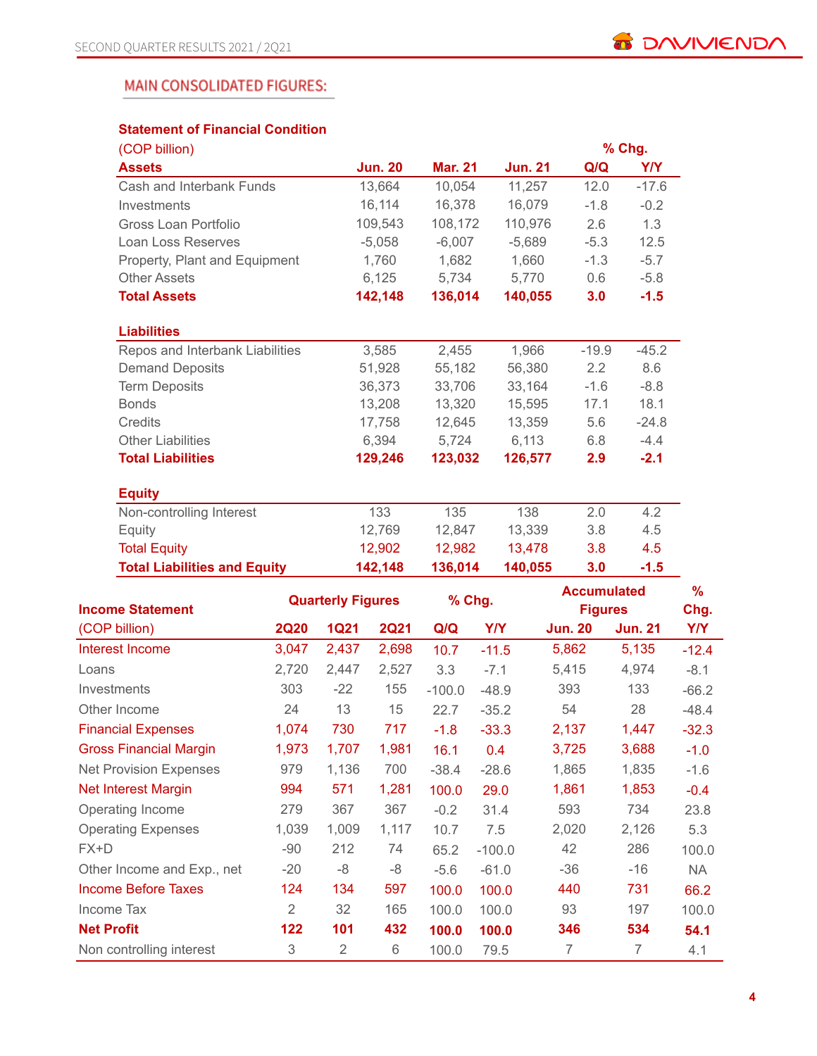## MAIN CONSOLIDATED FIGURES:

**Statement of Financial Condition**

| (COP billion) | | | | % Chg. | |
|---|---|---|---|---|---|
| **Assets** | **Jun. 20** | **Mar. 21** | **Jun. 21** | **Q/Q** | **Y/Y** |
| Cash and Interbank Funds | 13,664 | 10,054 | 11,257 | 12.0 | -17.6 |
| Investments | 16,114 | 16,378 | 16,079 | -1.8 | -0.2 |
| Gross Loan Portfolio | 109,543 | 108,172 | 110,976 | 2.6 | 1.3 |
| Loan Loss Reserves | -5,058 | -6,007 | -5,689 | -5.3 | 12.5 |
| Property, Plant and Equipment | 1,760 | 1,682 | 1,660 | -1.3 | -5.7 |
| Other Assets | 6,125 | 5,734 | 5,770 | 0.6 | -5.8 |
| **Total Assets** | **142,148** | **136,014** | **140,055** | **3.0** | **-1.5** |
| **Liabilities** | | | | | |
| Repos and Interbank Liabilities | 3,585 | 2,455 | 1,966 | -19.9 | -45.2 |
| Demand Deposits | 51,928 | 55,182 | 56,380 | 2.2 | 8.6 |
| Term Deposits | 36,373 | 33,706 | 33,164 | -1.6 | -8.8 |
| Bonds | 13,208 | 13,320 | 15,595 | 17.1 | 18.1 |
| Credits | 17,758 | 12,645 | 13,359 | 5.6 | -24.8 |
| Other Liabilities | 6,394 | 5,724 | 6,113 | 6.8 | -4.4 |
| **Total Liabilities** | **129,246** | **123,032** | **126,577** | **2.9** | **-2.1** |
| **Equity** | | | | | |
| Non-controlling Interest | 133 | 135 | 138 | 2.0 | 4.2 |
| Equity | 12,769 | 12,847 | 13,339 | 3.8 | 4.5 |
| Total Equity | 12,902 | 12,982 | 13,478 | 3.8 | 4.5 |
| **Total Liabilities and Equity** | **142,148** | **136,014** | **140,055** | **3.0** | **-1.5** |

| **Income Statement** | **Quarterly Figures** | | | **% Chg.** | | **Accumulated Figures** | | **% Chg.** |
|---|---|---|---|---|---|---|---|---|
| (COP billion) | **2Q20** | **1Q21** | **2Q21** | **Q/Q** | **Y/Y** | **Jun. 20** | **Jun. 21** | **Y/Y** |
| Interest Income | 3,047 | 2,437 | 2,698 | 10.7 | -11.5 | 5,862 | 5,135 | -12.4 |
| Loans | 2,720 | 2,447 | 2,527 | 3.3 | -7.1 | 5,415 | 4,974 | -8.1 |
| Investments | 303 | -22 | 155 | -100.0 | -48.9 | 393 | 133 | -66.2 |
| Other Income | 24 | 13 | 15 | 22.7 | -35.2 | 54 | 28 | -48.4 |
| Financial Expenses | 1,074 | 730 | 717 | -1.8 | -33.3 | 2,137 | 1,447 | -32.3 |
| Gross Financial Margin | 1,973 | 1,707 | 1,981 | 16.1 | 0.4 | 3,725 | 3,688 | -1.0 |
| Net Provision Expenses | 979 | 1,136 | 700 | -38.4 | -28.6 | 1,865 | 1,835 | -1.6 |
| Net Interest Margin | 994 | 571 | 1,281 | 100.0 | 29.0 | 1,861 | 1,853 | -0.4 |
| Operating Income | 279 | 367 | 367 | -0.2 | 31.4 | 593 | 734 | 23.8 |
| Operating Expenses | 1,039 | 1,009 | 1,117 | 10.7 | 7.5 | 2,020 | 2,126 | 5.3 |
| FX+D | -90 | 212 | 74 | 65.2 | -100.0 | 42 | 286 | 100.0 |
| Other Income and Exp., net | -20 | -8 | -8 | -5.6 | -61.0 | -36 | -16 | NA |
| Income Before Taxes | 124 | 134 | 597 | 100.0 | 100.0 | 440 | 731 | 66.2 |
| Income Tax | 2 | 32 | 165 | 100.0 | 100.0 | 93 | 197 | 100.0 |
| **Net Profit** | **122** | **101** | **432** | **100.0** | **100.0** | **346** | **534** | **54.1** |
| Non controlling interest | 3 | 2 | 6 | 100.0 | 79.5 | 7 | 7 | 4.1 |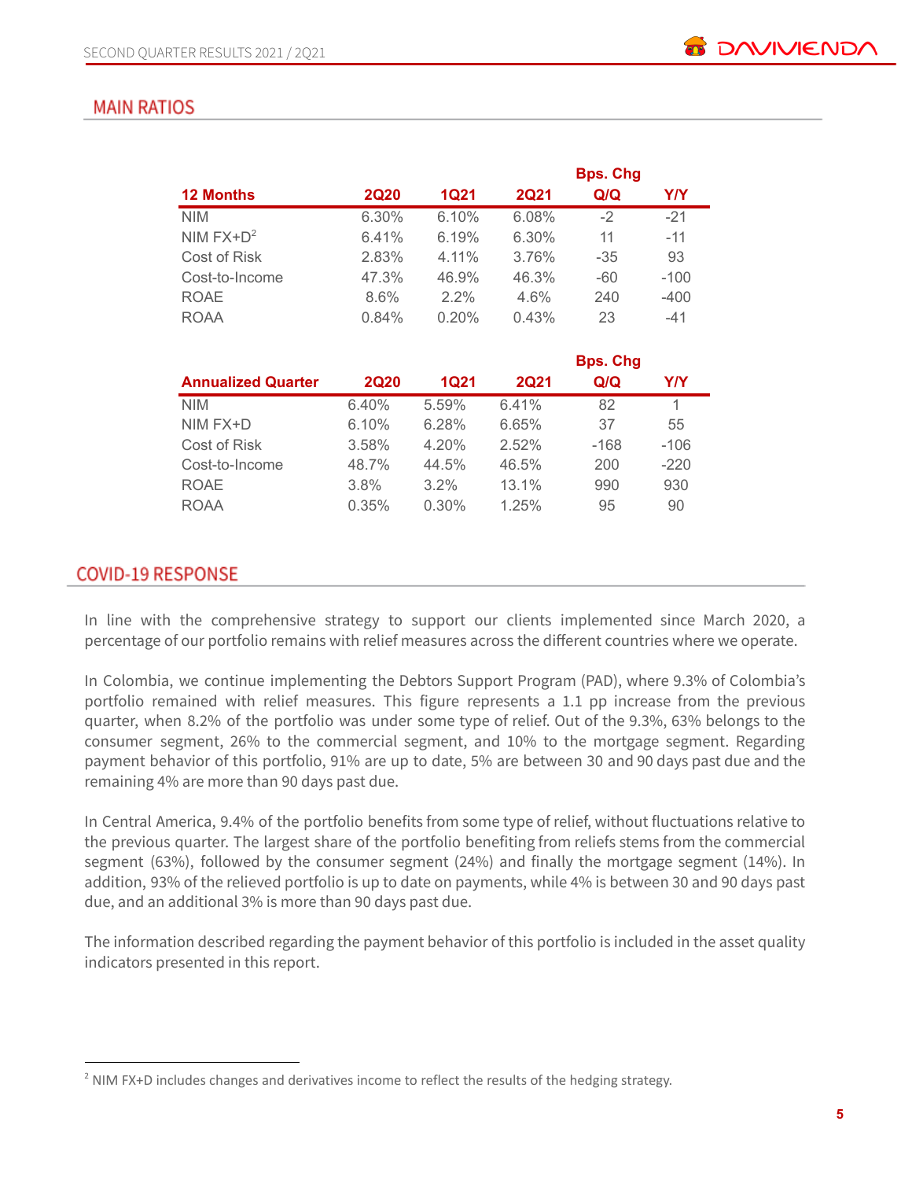## MAIN RATIOS

| 12 Months | 2Q20 | 1Q21 | 2Q21 | Bps. Chg Q/Q | Y/Y |
|---|---|---|---|---|---|
| NIM | 6.30% | 6.10% | 6.08% | -2 | -21 |
| NIM FX+D[2] | 6.41% | 6.19% | 6.30% | 11 | -11 |
| Cost of Risk | 2.83% | 4.11% | 3.76% | -35 | 93 |
| Cost-to-Income | 47.3% | 46.9% | 46.3% | -60 | -100 |
| ROAE | 8.6% | 2.2% | 4.6% | 240 | -400 |
| ROAA | 0.84% | 0.20% | 0.43% | 23 | -41 |

| Annualized Quarter | 2Q20 | 1Q21 | 2Q21 | Bps. Chg Q/Q | Y/Y |
|---|---|---|---|---|---|
| NIM | 6.40% | 5.59% | 6.41% | 82 | 1 |
| NIM FX+D | 6.10% | 6.28% | 6.65% | 37 | 55 |
| Cost of Risk | 3.58% | 4.20% | 2.52% | -168 | -106 |
| Cost-to-Income | 48.7% | 44.5% | 46.5% | 200 | -220 |
| ROAE | 3.8% | 3.2% | 13.1% | 990 | 930 |
| ROAA | 0.35% | 0.30% | 1.25% | 95 | 90 |

## COVID-19 RESPONSE

In line with the comprehensive strategy to support our clients implemented since March 2020, a percentage of our portfolio remains with relief measures across the different countries where we operate.

In Colombia, we continue implementing the Debtors Support Program (PAD), where 9.3% of Colombia's portfolio remained with relief measures. This figure represents a 1.1 pp increase from the previous quarter, when 8.2% of the portfolio was under some type of relief. Out of the 9.3%, 63% belongs to the consumer segment, 26% to the commercial segment, and 10% to the mortgage segment. Regarding payment behavior of this portfolio, 91% are up to date, 5% are between 30 and 90 days past due and the remaining 4% are more than 90 days past due.

In Central America, 9.4% of the portfolio benefits from some type of relief, without fluctuations relative to the previous quarter. The largest share of the portfolio benefiting from reliefs stems from the commercial segment (63%), followed by the consumer segment (24%) and finally the mortgage segment (14%). In addition, 93% of the relieved portfolio is up to date on payments, while 4% is between 30 and 90 days past due, and an additional 3% is more than 90 days past due.

The information described regarding the payment behavior of this portfolio is included in the asset quality indicators presented in this report.

---

[2] NIM FX+D includes changes and derivatives income to reflect the results of the hedging strategy.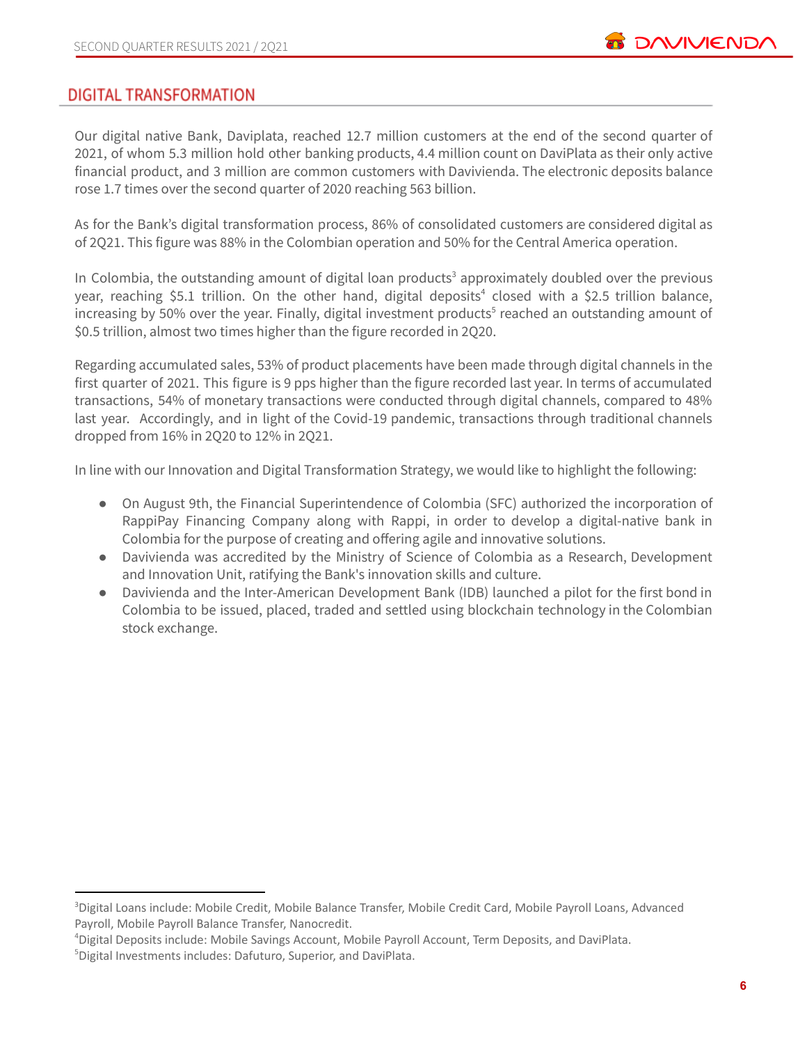## DIGITAL TRANSFORMATION

Our digital native Bank, Daviplata, reached 12.7 million customers at the end of the second quarter of 2021, of whom 5.3 million hold other banking products, 4.4 million count on DaviPlata as their only active financial product, and 3 million are common customers with Davivienda. The electronic deposits balance rose 1.7 times over the second quarter of 2020 reaching 563 billion.

As for the Bank's digital transformation process, 86% of consolidated customers are considered digital as of 2Q21. This figure was 88% in the Colombian operation and 50% for the Central America operation.

In Colombia, the outstanding amount of digital loan products[3] approximately doubled over the previous year, reaching $5.1 trillion. On the other hand, digital deposits[4] closed with a $2.5 trillion balance, increasing by 50% over the year. Finally, digital investment products[5] reached an outstanding amount of $0.5 trillion, almost two times higher than the figure recorded in 2Q20.

Regarding accumulated sales, 53% of product placements have been made through digital channels in the first quarter of 2021. This figure is 9 pps higher than the figure recorded last year. In terms of accumulated transactions, 54% of monetary transactions were conducted through digital channels, compared to 48% last year. Accordingly, and in light of the Covid-19 pandemic, transactions through traditional channels dropped from 16% in 2Q20 to 12% in 2Q21.

In line with our Innovation and Digital Transformation Strategy, we would like to highlight the following:

- On August 9th, the Financial Superintendence of Colombia (SFC) authorized the incorporation of RappiPay Financing Company along with Rappi, in order to develop a digital-native bank in Colombia for the purpose of creating and offering agile and innovative solutions.
- Davivienda was accredited by the Ministry of Science of Colombia as a Research, Development and Innovation Unit, ratifying the Bank's innovation skills and culture.
- Davivienda and the Inter-American Development Bank (IDB) launched a pilot for the first bond in Colombia to be issued, placed, traded and settled using blockchain technology in the Colombian stock exchange.

---

[3] Digital Loans include: Mobile Credit, Mobile Balance Transfer, Mobile Credit Card, Mobile Payroll Loans, Advanced Payroll, Mobile Payroll Balance Transfer, Nanocredit.

[4] Digital Deposits include: Mobile Savings Account, Mobile Payroll Account, Term Deposits, and DaviPlata.

[5] Digital Investments includes: Dafuturo, Superior, and DaviPlata.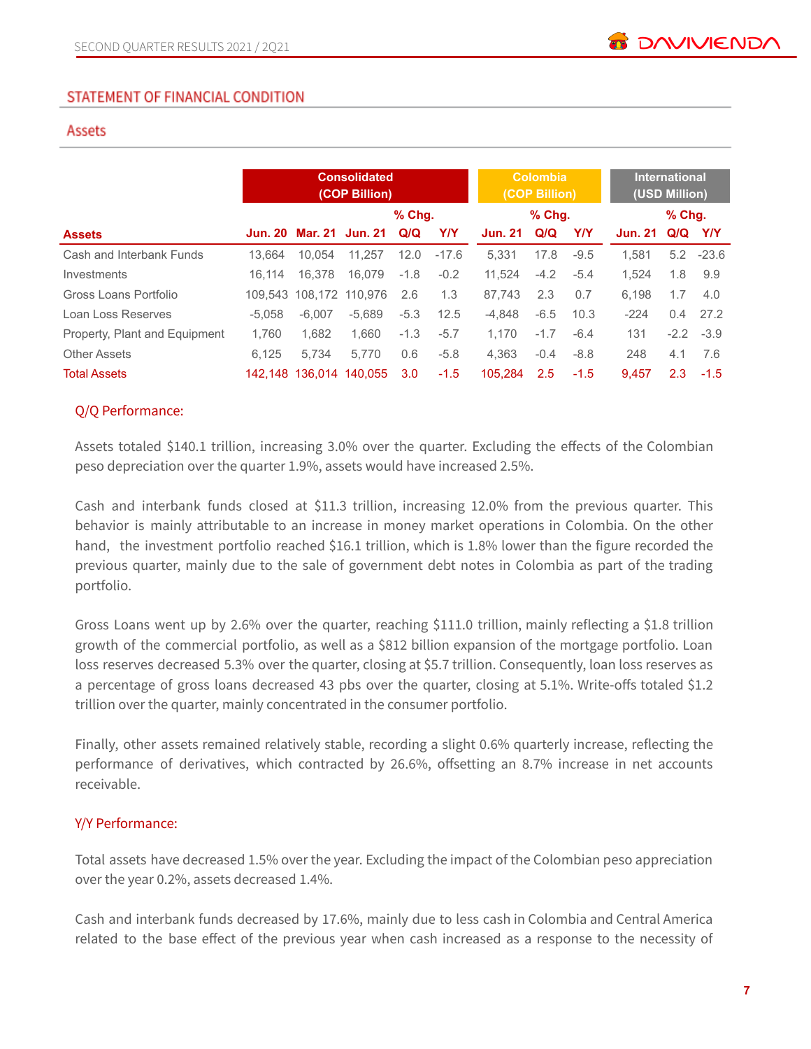## STATEMENT OF FINANCIAL CONDITION

### Assets

| | Consolidated (COP Billion) | | | | | Colombia (COP Billion) | | | International (USD Million) | | |
|---|---|---|---|---|---|---|---|---|---|---|---|
| | | | | % Chg. | | | % Chg. | | | % Chg. | |
| **Assets** | **Jun. 20** | **Mar. 21** | **Jun. 21** | **Q/Q** | **Y/Y** | **Jun. 21** | **Q/Q** | **Y/Y** | **Jun. 21** | **Q/Q** | **Y/Y** |
| Cash and Interbank Funds | 13,664 | 10,054 | 11,257 | 12.0 | -17.6 | 5,331 | 17.8 | -9.5 | 1,581 | 5.2 | -23.6 |
| Investments | 16,114 | 16,378 | 16,079 | -1.8 | -0.2 | 11,524 | -4.2 | -5.4 | 1,524 | 1.8 | 9.9 |
| Gross Loans Portfolio | 109,543 | 108,172 | 110,976 | 2.6 | 1.3 | 87,743 | 2.3 | 0.7 | 6,198 | 1.7 | 4.0 |
| Loan Loss Reserves | -5,058 | -6,007 | -5,689 | -5.3 | 12.5 | -4,848 | -6.5 | 10.3 | -224 | 0.4 | 27.2 |
| Property, Plant and Equipment | 1,760 | 1,682 | 1,660 | -1.3 | -5.7 | 1,170 | -1.7 | -6.4 | 131 | -2.2 | -3.9 |
| Other Assets | 6,125 | 5,734 | 5,770 | 0.6 | -5.8 | 4,363 | -0.4 | -8.8 | 248 | 4.1 | 7.6 |
| Total Assets | 142,148 | 136,014 | 140,055 | 3.0 | -1.5 | 105,284 | 2.5 | -1.5 | 9,457 | 2.3 | -1.5 |

#### Q/Q Performance:

Assets totaled $140.1 trillion, increasing 3.0% over the quarter. Excluding the effects of the Colombian peso depreciation over the quarter 1.9%, assets would have increased 2.5%.

Cash and interbank funds closed at $11.3 trillion, increasing 12.0% from the previous quarter. This behavior is mainly attributable to an increase in money market operations in Colombia. On the other hand, the investment portfolio reached $16.1 trillion, which is 1.8% lower than the figure recorded the previous quarter, mainly due to the sale of government debt notes in Colombia as part of the trading portfolio.

Gross Loans went up by 2.6% over the quarter, reaching $111.0 trillion, mainly reflecting a $1.8 trillion growth of the commercial portfolio, as well as a $812 billion expansion of the mortgage portfolio. Loan loss reserves decreased 5.3% over the quarter, closing at $5.7 trillion. Consequently, loan loss reserves as a percentage of gross loans decreased 43 pbs over the quarter, closing at 5.1%. Write-offs totaled $1.2 trillion over the quarter, mainly concentrated in the consumer portfolio.

Finally, other assets remained relatively stable, recording a slight 0.6% quarterly increase, reflecting the performance of derivatives, which contracted by 26.6%, offsetting an 8.7% increase in net accounts receivable.

#### Y/Y Performance:

Total assets have decreased 1.5% over the year. Excluding the impact of the Colombian peso appreciation over the year 0.2%, assets decreased 1.4%.

Cash and interbank funds decreased by 17.6%, mainly due to less cash in Colombia and Central America related to the base effect of the previous year when cash increased as a response to the necessity of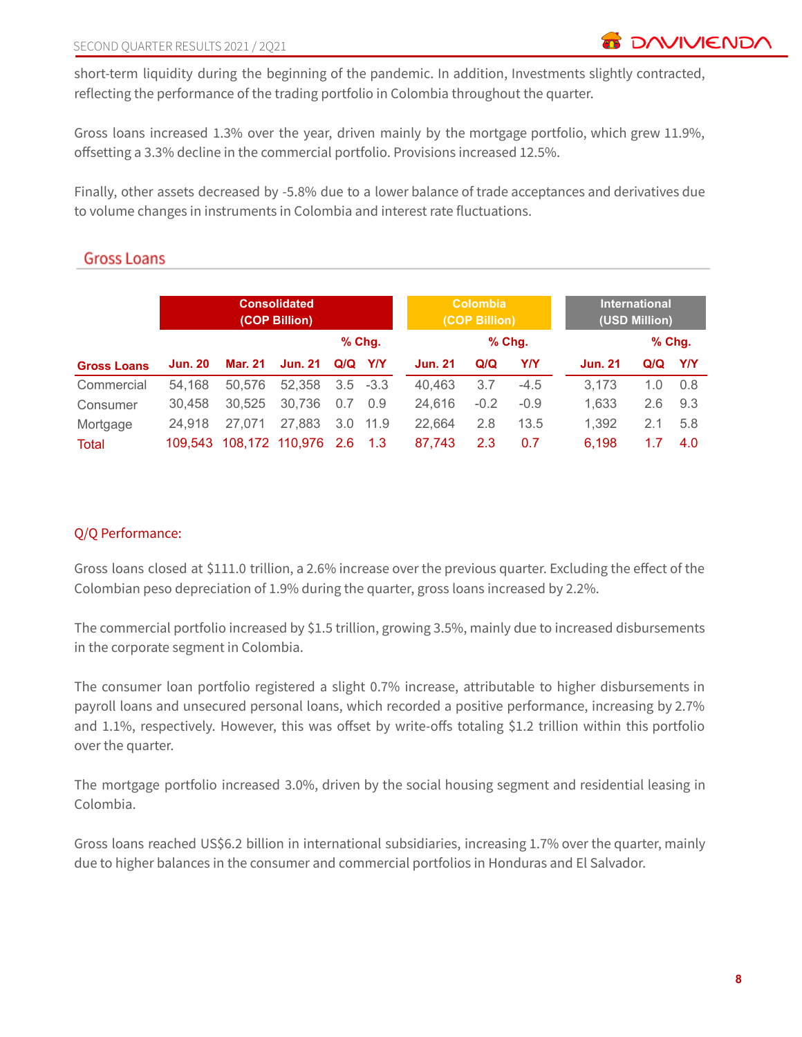short-term liquidity during the beginning of the pandemic. In addition, Investments slightly contracted, reflecting the performance of the trading portfolio in Colombia throughout the quarter.

Gross loans increased 1.3% over the year, driven mainly by the mortgage portfolio, which grew 11.9%, offsetting a 3.3% decline in the commercial portfolio. Provisions increased 12.5%.

Finally, other assets decreased by -5.8% due to a lower balance of trade acceptances and derivatives due to volume changes in instruments in Colombia and interest rate fluctuations.

## Gross Loans

| | Consolidated (COP Billion) | | | | | Colombia (COP Billion) | | | International (USD Million) | | |
|---|---|---|---|---|---|---|---|---|---|---|---|
| | | | | % Chg. | | | % Chg. | | | % Chg. | |
| **Gross Loans** | **Jun. 20** | **Mar. 21** | **Jun. 21** | **Q/Q** | **Y/Y** | **Jun. 21** | **Q/Q** | **Y/Y** | **Jun. 21** | **Q/Q** | **Y/Y** |
| Commercial | 54,168 | 50,576 | 52,358 | 3.5 | -3.3 | 40,463 | 3.7 | -4.5 | 3,173 | 1.0 | 0.8 |
| Consumer | 30,458 | 30,525 | 30,736 | 0.7 | 0.9 | 24,616 | -0.2 | -0.9 | 1,633 | 2.6 | 9.3 |
| Mortgage | 24,918 | 27,071 | 27,883 | 3.0 | 11.9 | 22,664 | 2.8 | 13.5 | 1,392 | 2.1 | 5.8 |
| Total | 109,543 | 108,172 | 110,976 | 2.6 | 1.3 | 87,743 | 2.3 | 0.7 | 6,198 | 1.7 | 4.0 |

### Q/Q Performance:

Gross loans closed at $111.0 trillion, a 2.6% increase over the previous quarter. Excluding the effect of the Colombian peso depreciation of 1.9% during the quarter, gross loans increased by 2.2%.

The commercial portfolio increased by $1.5 trillion, growing 3.5%, mainly due to increased disbursements in the corporate segment in Colombia.

The consumer loan portfolio registered a slight 0.7% increase, attributable to higher disbursements in payroll loans and unsecured personal loans, which recorded a positive performance, increasing by 2.7% and 1.1%, respectively. However, this was offset by write-offs totaling $1.2 trillion within this portfolio over the quarter.

The mortgage portfolio increased 3.0%, driven by the social housing segment and residential leasing in Colombia.

Gross loans reached US$6.2 billion in international subsidiaries, increasing 1.7% over the quarter, mainly due to higher balances in the consumer and commercial portfolios in Honduras and El Salvador.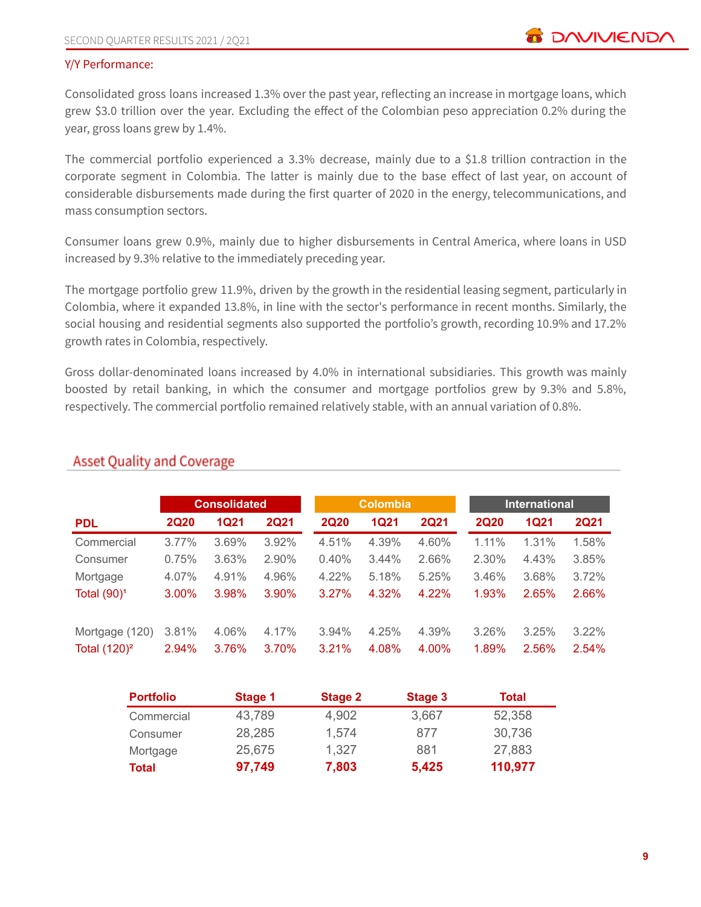Y/Y Performance:

Consolidated gross loans increased 1.3% over the past year, reflecting an increase in mortgage loans, which grew $3.0 trillion over the year. Excluding the effect of the Colombian peso appreciation 0.2% during the year, gross loans grew by 1.4%.

The commercial portfolio experienced a 3.3% decrease, mainly due to a $1.8 trillion contraction in the corporate segment in Colombia. The latter is mainly due to the base effect of last year, on account of considerable disbursements made during the first quarter of 2020 in the energy, telecommunications, and mass consumption sectors.

Consumer loans grew 0.9%, mainly due to higher disbursements in Central America, where loans in USD increased by 9.3% relative to the immediately preceding year.

The mortgage portfolio grew 11.9%, driven by the growth in the residential leasing segment, particularly in Colombia, where it expanded 13.8%, in line with the sector's performance in recent months. Similarly, the social housing and residential segments also supported the portfolio's growth, recording 10.9% and 17.2% growth rates in Colombia, respectively.

Gross dollar-denominated loans increased by 4.0% in international subsidiaries. This growth was mainly boosted by retail banking, in which the consumer and mortgage portfolios grew by 9.3% and 5.8%, respectively. The commercial portfolio remained relatively stable, with an annual variation of 0.8%.

## Asset Quality and Coverage

| | Consolidated | | | Colombia | | | International | | |
|---|---|---|---|---|---|---|---|---|---|
| **PDL** | **2Q20** | **1Q21** | **2Q21** | **2Q20** | **1Q21** | **2Q21** | **2Q20** | **1Q21** | **2Q21** |
| Commercial | 3.77% | 3.69% | 3.92% | 4.51% | 4.39% | 4.60% | 1.11% | 1.31% | 1.58% |
| Consumer | 0.75% | 3.63% | 2.90% | 0.40% | 3.44% | 2.66% | 2.30% | 4.43% | 3.85% |
| Mortgage | 4.07% | 4.91% | 4.96% | 4.22% | 5.18% | 5.25% | 3.46% | 3.68% | 3.72% |
| Total (90)[1] | 3.00% | 3.98% | 3.90% | 3.27% | 4.32% | 4.22% | 1.93% | 2.65% | 2.66% |
| Mortgage (120) | 3.81% | 4.06% | 4.17% | 3.94% | 4.25% | 4.39% | 3.26% | 3.25% | 3.22% |
| Total (120)[2] | 2.94% | 3.76% | 3.70% | 3.21% | 4.08% | 4.00% | 1.89% | 2.56% | 2.54% |

| Portfolio | Stage 1 | Stage 2 | Stage 3 | Total |
|---|---|---|---|---|
| Commercial | 43,789 | 4,902 | 3,667 | 52,358 |
| Consumer | 28,285 | 1,574 | 877 | 30,736 |
| Mortgage | 25,675 | 1,327 | 881 | 27,883 |
| **Total** | **97,749** | **7,803** | **5,425** | **110,977** |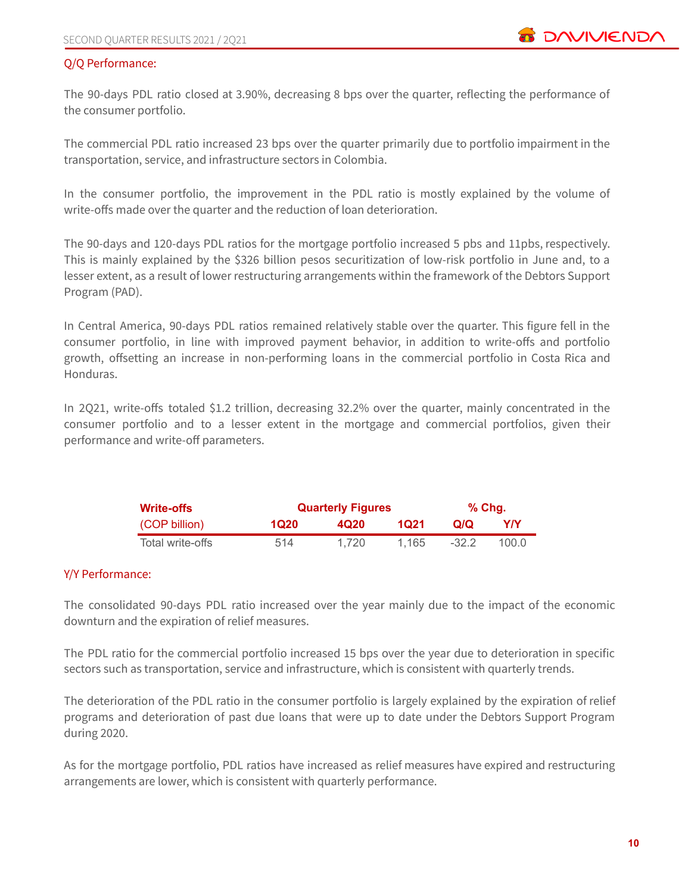## Q/Q Performance:

The 90-days PDL ratio closed at 3.90%, decreasing 8 bps over the quarter, reflecting the performance of the consumer portfolio.

The commercial PDL ratio increased 23 bps over the quarter primarily due to portfolio impairment in the transportation, service, and infrastructure sectors in Colombia.

In the consumer portfolio, the improvement in the PDL ratio is mostly explained by the volume of write-offs made over the quarter and the reduction of loan deterioration.

The 90-days and 120-days PDL ratios for the mortgage portfolio increased 5 pbs and 11pbs, respectively. This is mainly explained by the $326 billion pesos securitization of low-risk portfolio in June and, to a lesser extent, as a result of lower restructuring arrangements within the framework of the Debtors Support Program (PAD).

In Central America, 90-days PDL ratios remained relatively stable over the quarter. This figure fell in the consumer portfolio, in line with improved payment behavior, in addition to write-offs and portfolio growth, offsetting an increase in non-performing loans in the commercial portfolio in Costa Rica and Honduras.

In 2Q21, write-offs totaled $1.2 trillion, decreasing 32.2% over the quarter, mainly concentrated in the consumer portfolio and to a lesser extent in the mortgage and commercial portfolios, given their performance and write-off parameters.

| **Write-offs** | **Quarterly Figures** | | | **% Chg.** | |
|---|---|---|---|---|---|
| (COP billion) | **1Q20** | **4Q20** | **1Q21** | **Q/Q** | **Y/Y** |
| Total write-offs | 514 | 1,720 | 1,165 | -32.2 | 100.0 |

## Y/Y Performance:

The consolidated 90-days PDL ratio increased over the year mainly due to the impact of the economic downturn and the expiration of relief measures.

The PDL ratio for the commercial portfolio increased 15 bps over the year due to deterioration in specific sectors such as transportation, service and infrastructure, which is consistent with quarterly trends.

The deterioration of the PDL ratio in the consumer portfolio is largely explained by the expiration of relief programs and deterioration of past due loans that were up to date under the Debtors Support Program during 2020.

As for the mortgage portfolio, PDL ratios have increased as relief measures have expired and restructuring arrangements are lower, which is consistent with quarterly performance.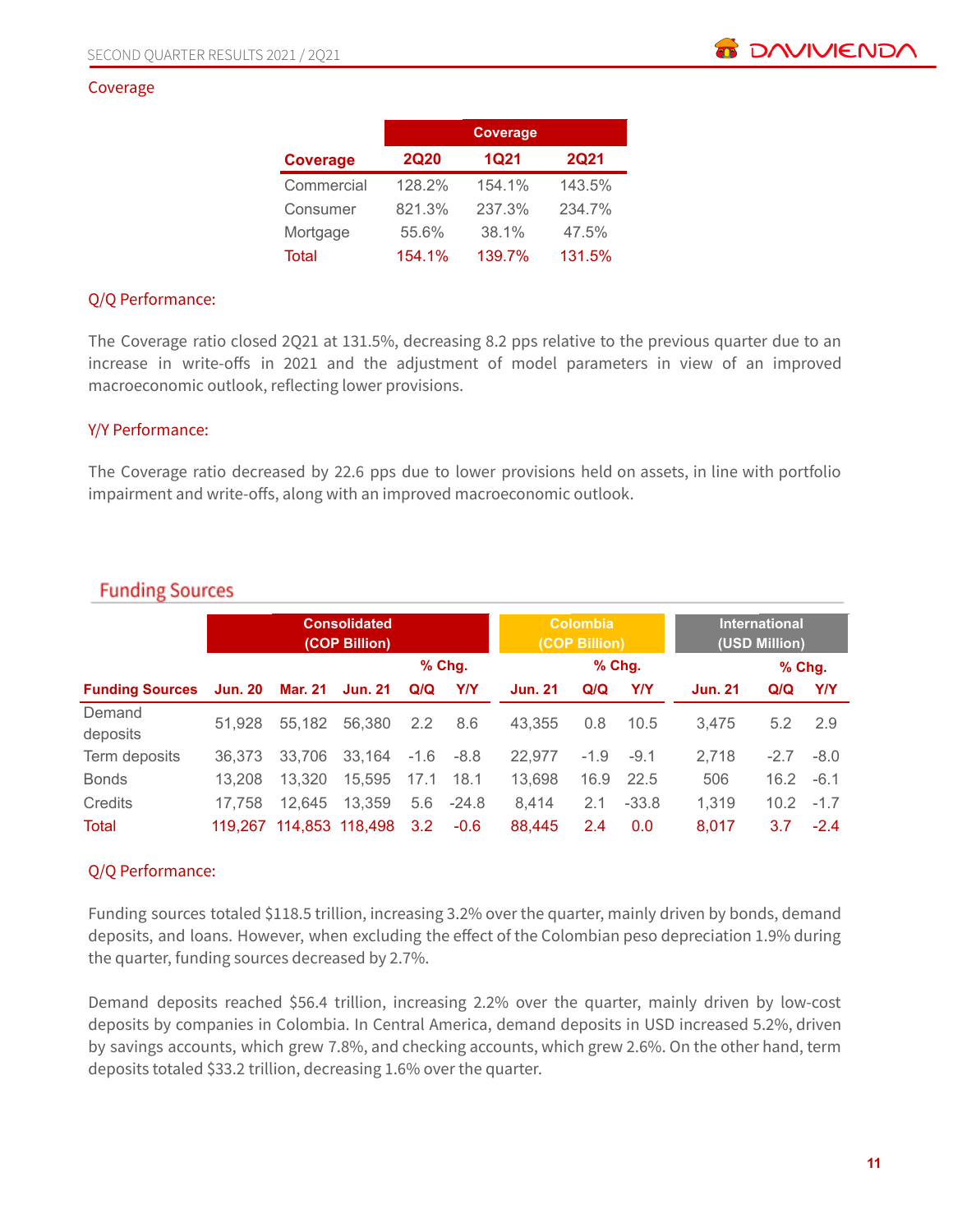### Coverage

| Coverage | Coverage | | |
|---|---|---|---|
| **Coverage** | **2Q20** | **1Q21** | **2Q21** |
| Commercial | 128.2% | 154.1% | 143.5% |
| Consumer | 821.3% | 237.3% | 234.7% |
| Mortgage | 55.6% | 38.1% | 47.5% |
| Total | 154.1% | 139.7% | 131.5% |

#### Q/Q Performance:

The Coverage ratio closed 2Q21 at 131.5%, decreasing 8.2 pps relative to the previous quarter due to an increase in write-offs in 2021 and the adjustment of model parameters in view of an improved macroeconomic outlook, reflecting lower provisions.

#### Y/Y Performance:

The Coverage ratio decreased by 22.6 pps due to lower provisions held on assets, in line with portfolio impairment and write-offs, along with an improved macroeconomic outlook.

## Funding Sources

| | Consolidated (COP Billion) | | | | | Colombia (COP Billion) | | | International (USD Million) | | |
|---|---|---|---|---|---|---|---|---|---|---|---|
| | | | | % Chg. | | | % Chg. | | | % Chg. | |
| **Funding Sources** | **Jun. 20** | **Mar. 21** | **Jun. 21** | **Q/Q** | **Y/Y** | **Jun. 21** | **Q/Q** | **Y/Y** | **Jun. 21** | **Q/Q** | **Y/Y** |
| Demand deposits | 51,928 | 55,182 | 56,380 | 2.2 | 8.6 | 43,355 | 0.8 | 10.5 | 3,475 | 5.2 | 2.9 |
| Term deposits | 36,373 | 33,706 | 33,164 | -1.6 | -8.8 | 22,977 | -1.9 | -9.1 | 2,718 | -2.7 | -8.0 |
| Bonds | 13,208 | 13,320 | 15,595 | 17.1 | 18.1 | 13,698 | 16.9 | 22.5 | 506 | 16.2 | -6.1 |
| Credits | 17,758 | 12,645 | 13,359 | 5.6 | -24.8 | 8,414 | 2.1 | -33.8 | 1,319 | 10.2 | -1.7 |
| Total | 119,267 | 114,853 | 118,498 | 3.2 | -0.6 | 88,445 | 2.4 | 0.0 | 8,017 | 3.7 | -2.4 |

#### Q/Q Performance:

Funding sources totaled $118.5 trillion, increasing 3.2% over the quarter, mainly driven by bonds, demand deposits, and loans. However, when excluding the effect of the Colombian peso depreciation 1.9% during the quarter, funding sources decreased by 2.7%.

Demand deposits reached $56.4 trillion, increasing 2.2% over the quarter, mainly driven by low-cost deposits by companies in Colombia. In Central America, demand deposits in USD increased 5.2%, driven by savings accounts, which grew 7.8%, and checking accounts, which grew 2.6%. On the other hand, term deposits totaled $33.2 trillion, decreasing 1.6% over the quarter.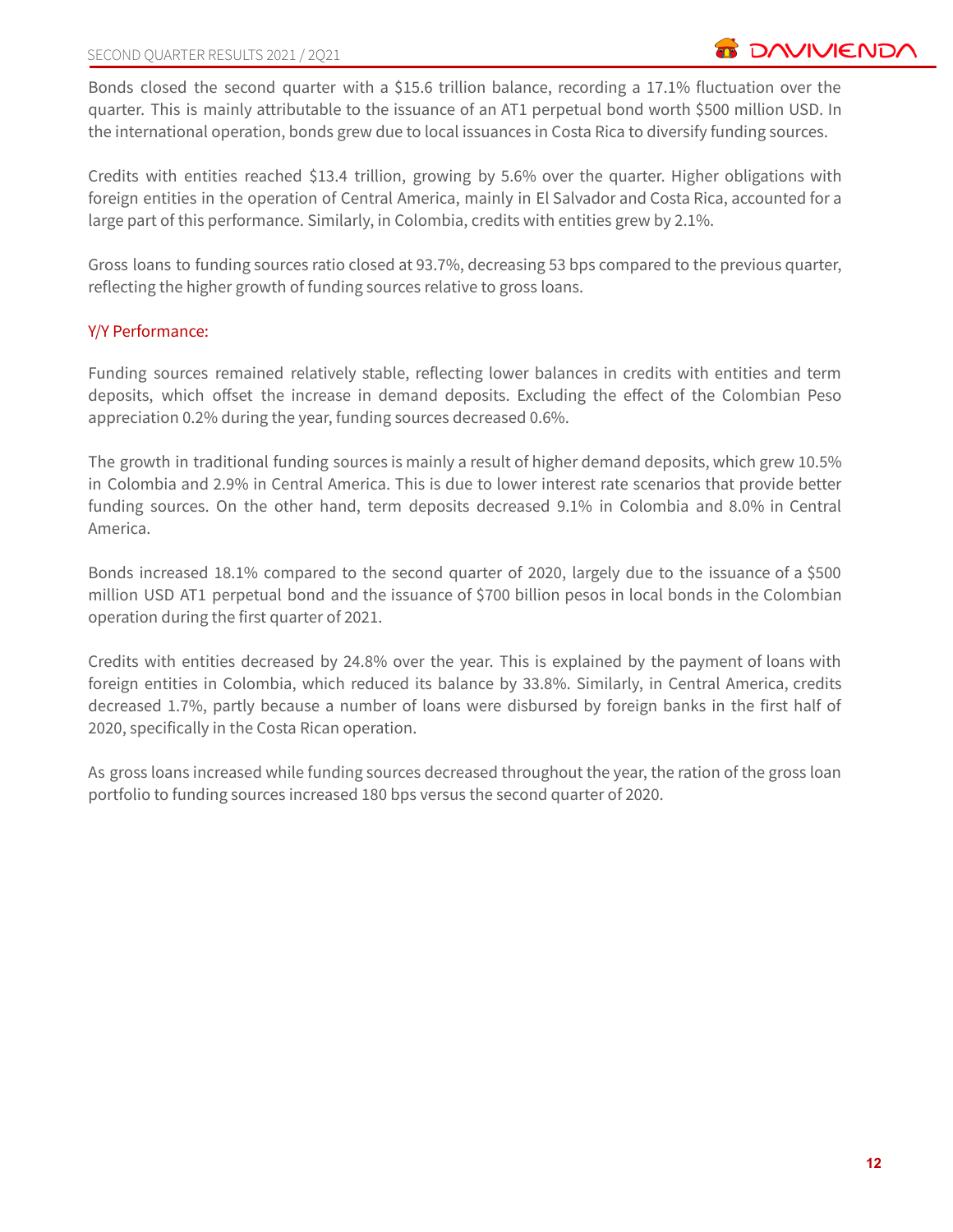Bonds closed the second quarter with a \$15.6 trillion balance, recording a 17.1% fluctuation over the quarter. This is mainly attributable to the issuance of an AT1 perpetual bond worth \$500 million USD. In the international operation, bonds grew due to local issuances in Costa Rica to diversify funding sources.

Credits with entities reached \$13.4 trillion, growing by 5.6% over the quarter. Higher obligations with foreign entities in the operation of Central America, mainly in El Salvador and Costa Rica, accounted for a large part of this performance. Similarly, in Colombia, credits with entities grew by 2.1%.

Gross loans to funding sources ratio closed at 93.7%, decreasing 53 bps compared to the previous quarter, reflecting the higher growth of funding sources relative to gross loans.

### Y/Y Performance:

Funding sources remained relatively stable, reflecting lower balances in credits with entities and term deposits, which offset the increase in demand deposits. Excluding the effect of the Colombian Peso appreciation 0.2% during the year, funding sources decreased 0.6%.

The growth in traditional funding sources is mainly a result of higher demand deposits, which grew 10.5% in Colombia and 2.9% in Central America. This is due to lower interest rate scenarios that provide better funding sources. On the other hand, term deposits decreased 9.1% in Colombia and 8.0% in Central America.

Bonds increased 18.1% compared to the second quarter of 2020, largely due to the issuance of a \$500 million USD AT1 perpetual bond and the issuance of \$700 billion pesos in local bonds in the Colombian operation during the first quarter of 2021.

Credits with entities decreased by 24.8% over the year. This is explained by the payment of loans with foreign entities in Colombia, which reduced its balance by 33.8%. Similarly, in Central America, credits decreased 1.7%, partly because a number of loans were disbursed by foreign banks in the first half of 2020, specifically in the Costa Rican operation.

As gross loans increased while funding sources decreased throughout the year, the ration of the gross loan portfolio to funding sources increased 180 bps versus the second quarter of 2020.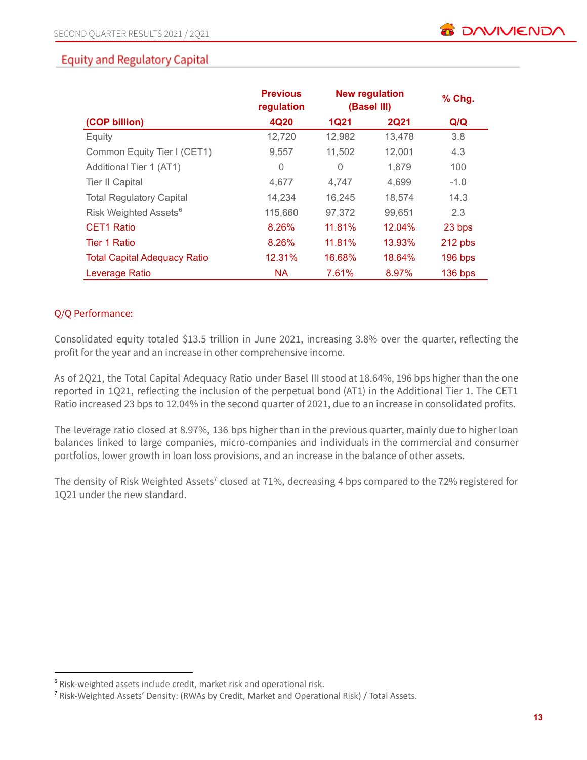## Equity and Regulatory Capital

| | Previous regulation | New regulation (Basel III) | | % Chg. |
|---|---|---|---|---|
| (COP billion) | 4Q20 | 1Q21 | 2Q21 | Q/Q |
| Equity | 12,720 | 12,982 | 13,478 | 3.8 |
| Common Equity Tier I (CET1) | 9,557 | 11,502 | 12,001 | 4.3 |
| Additional Tier 1 (AT1) | 0 | 0 | 1,879 | 100 |
| Tier II Capital | 4,677 | 4,747 | 4,699 | -1.0 |
| Total Regulatory Capital | 14,234 | 16,245 | 18,574 | 14.3 |
| Risk Weighted Assets[6] | 115,660 | 97,372 | 99,651 | 2.3 |
| CET1 Ratio | 8.26% | 11.81% | 12.04% | 23 bps |
| Tier 1 Ratio | 8.26% | 11.81% | 13.93% | 212 pbs |
| Total Capital Adequacy Ratio | 12.31% | 16.68% | 18.64% | 196 bps |
| Leverage Ratio | NA | 7.61% | 8.97% | 136 bps |

### Q/Q Performance:

Consolidated equity totaled $13.5 trillion in June 2021, increasing 3.8% over the quarter, reflecting the profit for the year and an increase in other comprehensive income.

As of 2Q21, the Total Capital Adequacy Ratio under Basel III stood at 18.64%, 196 bps higher than the one reported in 1Q21, reflecting the inclusion of the perpetual bond (AT1) in the Additional Tier 1. The CET1 Ratio increased 23 bps to 12.04% in the second quarter of 2021, due to an increase in consolidated profits.

The leverage ratio closed at 8.97%, 136 bps higher than in the previous quarter, mainly due to higher loan balances linked to large companies, micro-companies and individuals in the commercial and consumer portfolios, lower growth in loan loss provisions, and an increase in the balance of other assets.

The density of Risk Weighted Assets[7] closed at 71%, decreasing 4 bps compared to the 72% registered for 1Q21 under the new standard.

[6] Risk-weighted assets include credit, market risk and operational risk.

[7] Risk-Weighted Assets' Density: (RWAs by Credit, Market and Operational Risk) / Total Assets.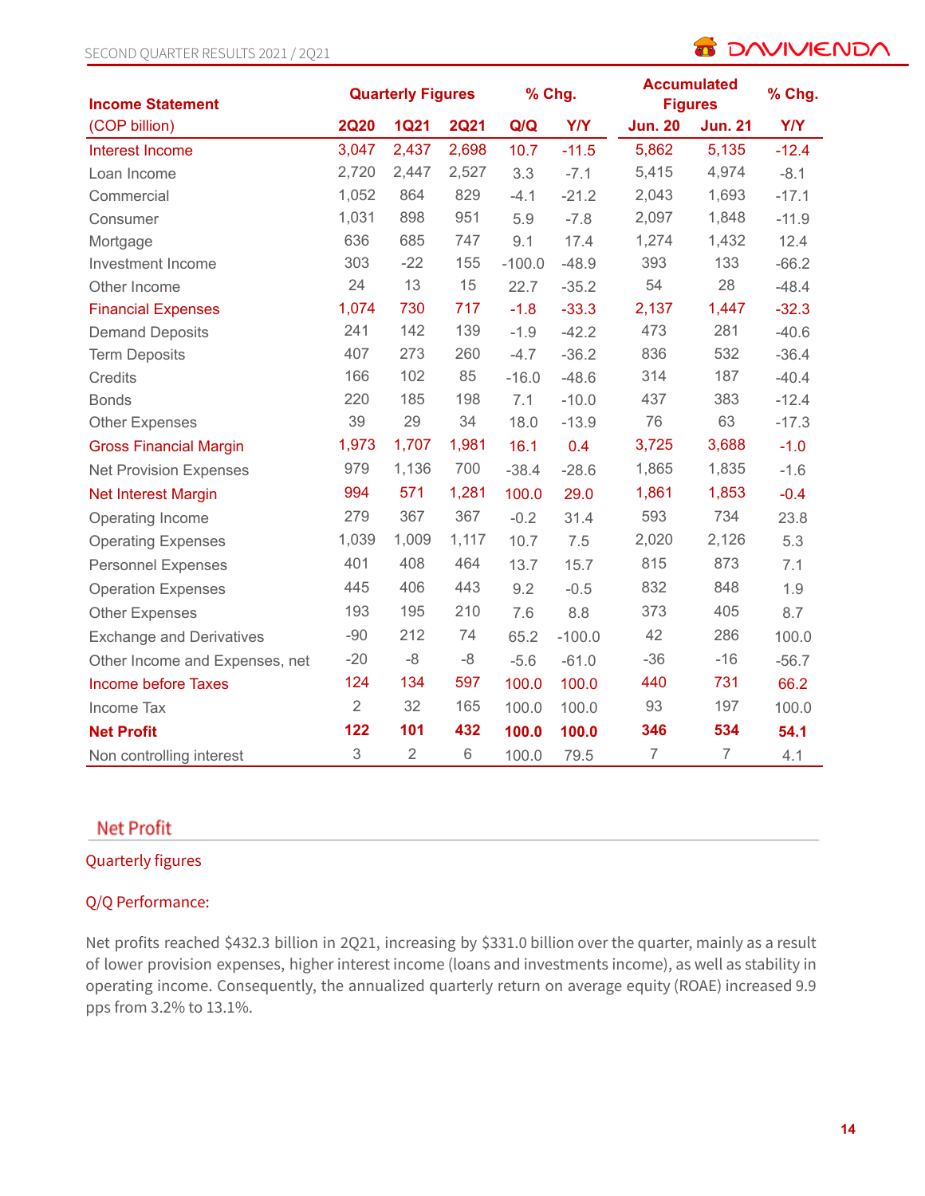| Income Statement | Quarterly Figures | | | % Chg. | | Accumulated Figures | | % Chg. |
|---|---|---|---|---|---|---|---|---|
| (COP billion) | 2Q20 | 1Q21 | 2Q21 | Q/Q | Y/Y | Jun. 20 | Jun. 21 | Y/Y |
| Interest Income | 3,047 | 2,437 | 2,698 | 10.7 | -11.5 | 5,862 | 5,135 | -12.4 |
| Loan Income | 2,720 | 2,447 | 2,527 | 3.3 | -7.1 | 5,415 | 4,974 | -8.1 |
| Commercial | 1,052 | 864 | 829 | -4.1 | -21.2 | 2,043 | 1,693 | -17.1 |
| Consumer | 1,031 | 898 | 951 | 5.9 | -7.8 | 2,097 | 1,848 | -11.9 |
| Mortgage | 636 | 685 | 747 | 9.1 | 17.4 | 1,274 | 1,432 | 12.4 |
| Investment Income | 303 | -22 | 155 | -100.0 | -48.9 | 393 | 133 | -66.2 |
| Other Income | 24 | 13 | 15 | 22.7 | -35.2 | 54 | 28 | -48.4 |
| Financial Expenses | 1,074 | 730 | 717 | -1.8 | -33.3 | 2,137 | 1,447 | -32.3 |
| Demand Deposits | 241 | 142 | 139 | -1.9 | -42.2 | 473 | 281 | -40.6 |
| Term Deposits | 407 | 273 | 260 | -4.7 | -36.2 | 836 | 532 | -36.4 |
| Credits | 166 | 102 | 85 | -16.0 | -48.6 | 314 | 187 | -40.4 |
| Bonds | 220 | 185 | 198 | 7.1 | -10.0 | 437 | 383 | -12.4 |
| Other Expenses | 39 | 29 | 34 | 18.0 | -13.9 | 76 | 63 | -17.3 |
| Gross Financial Margin | 1,973 | 1,707 | 1,981 | 16.1 | 0.4 | 3,725 | 3,688 | -1.0 |
| Net Provision Expenses | 979 | 1,136 | 700 | -38.4 | -28.6 | 1,865 | 1,835 | -1.6 |
| Net Interest Margin | 994 | 571 | 1,281 | 100.0 | 29.0 | 1,861 | 1,853 | -0.4 |
| Operating Income | 279 | 367 | 367 | -0.2 | 31.4 | 593 | 734 | 23.8 |
| Operating Expenses | 1,039 | 1,009 | 1,117 | 10.7 | 7.5 | 2,020 | 2,126 | 5.3 |
| Personnel Expenses | 401 | 408 | 464 | 13.7 | 15.7 | 815 | 873 | 7.1 |
| Operation Expenses | 445 | 406 | 443 | 9.2 | -0.5 | 832 | 848 | 1.9 |
| Other Expenses | 193 | 195 | 210 | 7.6 | 8.8 | 373 | 405 | 8.7 |
| Exchange and Derivatives | -90 | 212 | 74 | 65.2 | -100.0 | 42 | 286 | 100.0 |
| Other Income and Expenses, net | -20 | -8 | -8 | -5.6 | -61.0 | -36 | -16 | -56.7 |
| Income before Taxes | 124 | 134 | 597 | 100.0 | 100.0 | 440 | 731 | 66.2 |
| Income Tax | 2 | 32 | 165 | 100.0 | 100.0 | 93 | 197 | 100.0 |
| **Net Profit** | **122** | **101** | **432** | **100.0** | **100.0** | **346** | **534** | **54.1** |
| Non controlling interest | 3 | 2 | 6 | 100.0 | 79.5 | 7 | 7 | 4.1 |

## Net Profit

### Quarterly figures

### Q/Q Performance:

Net profits reached $432.3 billion in 2Q21, increasing by $331.0 billion over the quarter, mainly as a result of lower provision expenses, higher interest income (loans and investments income), as well as stability in operating income. Consequently, the annualized quarterly return on average equity (ROAE) increased 9.9 pps from 3.2% to 13.1%.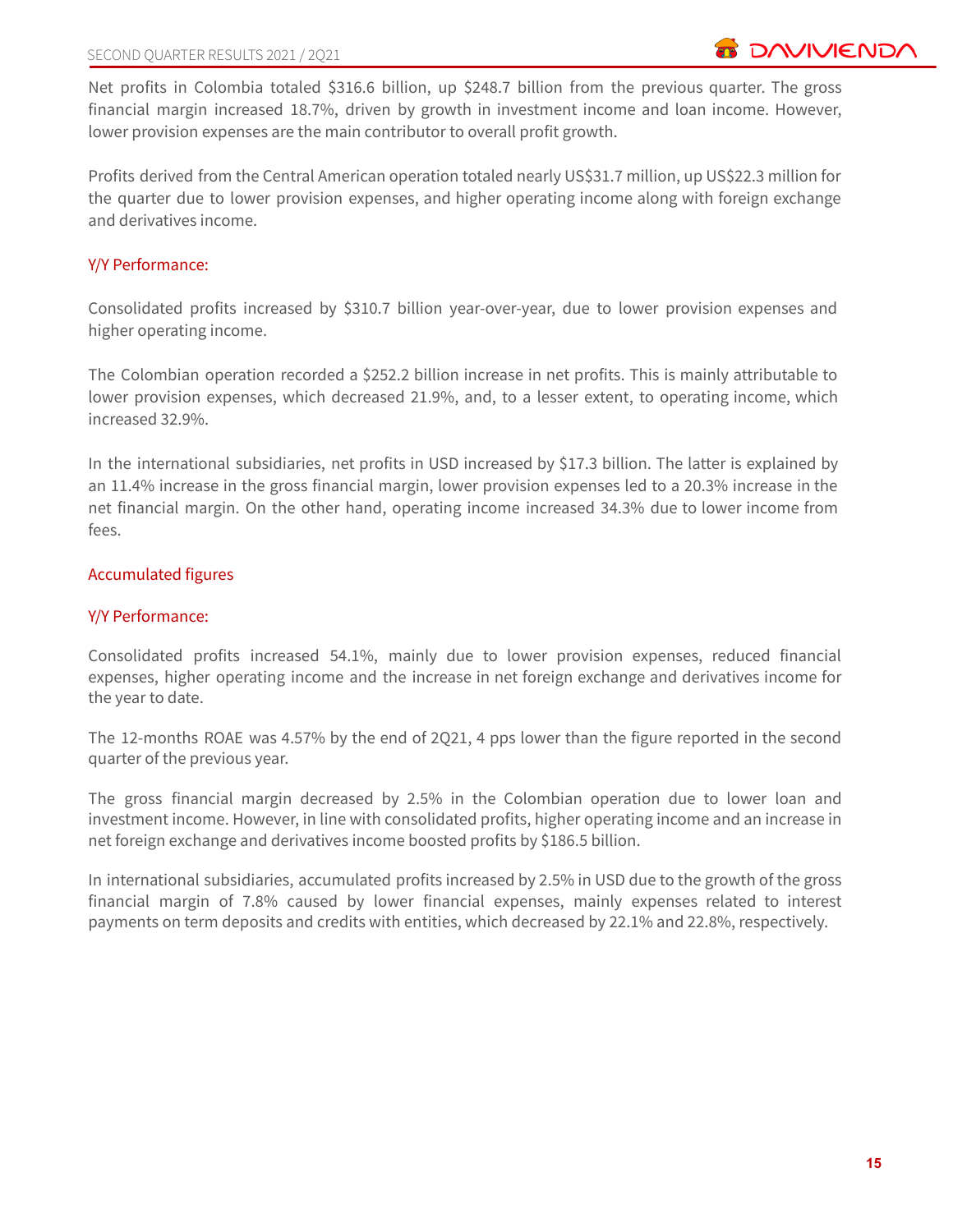Net profits in Colombia totaled $316.6 billion, up $248.7 billion from the previous quarter. The gross financial margin increased 18.7%, driven by growth in investment income and loan income. However, lower provision expenses are the main contributor to overall profit growth.

Profits derived from the Central American operation totaled nearly US$31.7 million, up US$22.3 million for the quarter due to lower provision expenses, and higher operating income along with foreign exchange and derivatives income.

### Y/Y Performance:

Consolidated profits increased by $310.7 billion year-over-year, due to lower provision expenses and higher operating income.

The Colombian operation recorded a $252.2 billion increase in net profits. This is mainly attributable to lower provision expenses, which decreased 21.9%, and, to a lesser extent, to operating income, which increased 32.9%.

In the international subsidiaries, net profits in USD increased by $17.3 billion. The latter is explained by an 11.4% increase in the gross financial margin, lower provision expenses led to a 20.3% increase in the net financial margin. On the other hand, operating income increased 34.3% due to lower income from fees.

### Accumulated figures

### Y/Y Performance:

Consolidated profits increased 54.1%, mainly due to lower provision expenses, reduced financial expenses, higher operating income and the increase in net foreign exchange and derivatives income for the year to date.

The 12-months ROAE was 4.57% by the end of 2Q21, 4 pps lower than the figure reported in the second quarter of the previous year.

The gross financial margin decreased by 2.5% in the Colombian operation due to lower loan and investment income. However, in line with consolidated profits, higher operating income and an increase in net foreign exchange and derivatives income boosted profits by $186.5 billion.

In international subsidiaries, accumulated profits increased by 2.5% in USD due to the growth of the gross financial margin of 7.8% caused by lower financial expenses, mainly expenses related to interest payments on term deposits and credits with entities, which decreased by 22.1% and 22.8%, respectively.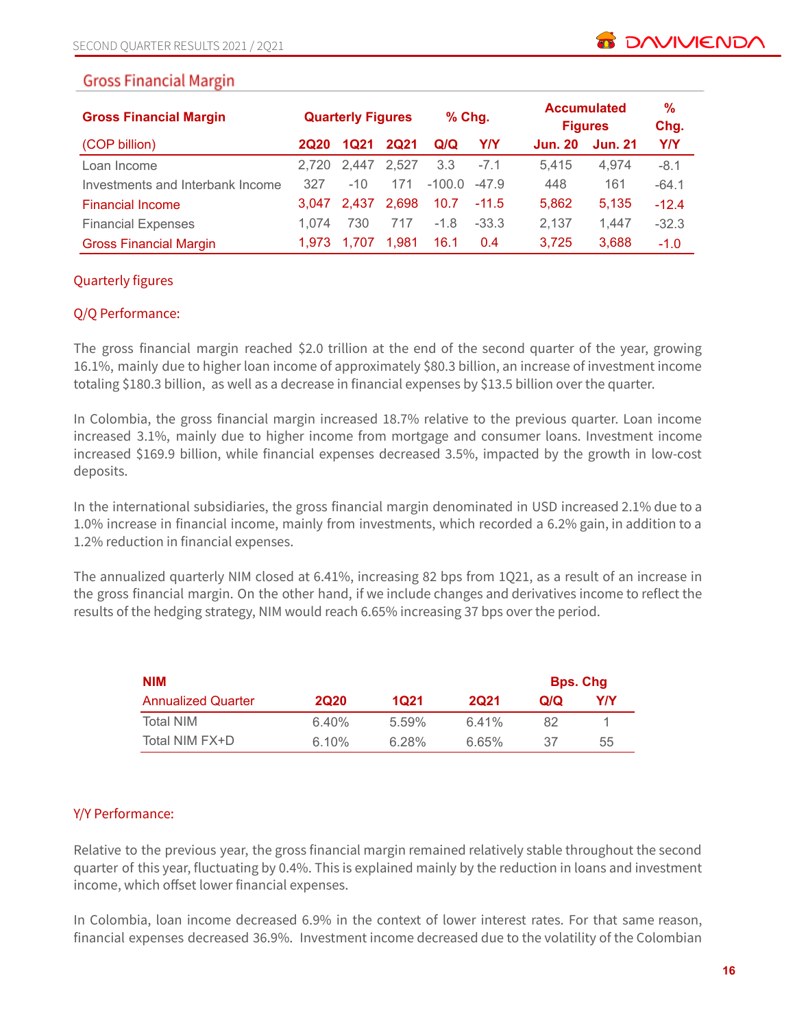## Gross Financial Margin

| Gross Financial Margin | Quarterly Figures | | | % Chg. | | Accumulated Figures | | % Chg. |
|---|---|---|---|---|---|---|---|---|
| (COP billion) | 2Q20 | 1Q21 | 2Q21 | Q/Q | Y/Y | Jun. 20 | Jun. 21 | Y/Y |
| Loan Income | 2,720 | 2,447 | 2,527 | 3.3 | -7.1 | 5,415 | 4,974 | -8.1 |
| Investments and Interbank Income | 327 | -10 | 171 | -100.0 | -47.9 | 448 | 161 | -64.1 |
| Financial Income | 3,047 | 2,437 | 2,698 | 10.7 | -11.5 | 5,862 | 5,135 | -12.4 |
| Financial Expenses | 1,074 | 730 | 717 | -1.8 | -33.3 | 2,137 | 1,447 | -32.3 |
| Gross Financial Margin | 1,973 | 1,707 | 1,981 | 16.1 | 0.4 | 3,725 | 3,688 | -1.0 |

Quarterly figures

Q/Q Performance:

The gross financial margin reached $2.0 trillion at the end of the second quarter of the year, growing 16.1%, mainly due to higher loan income of approximately $80.3 billion, an increase of investment income totaling $180.3 billion, as well as a decrease in financial expenses by $13.5 billion over the quarter.

In Colombia, the gross financial margin increased 18.7% relative to the previous quarter. Loan income increased 3.1%, mainly due to higher income from mortgage and consumer loans. Investment income increased $169.9 billion, while financial expenses decreased 3.5%, impacted by the growth in low-cost deposits.

In the international subsidiaries, the gross financial margin denominated in USD increased 2.1% due to a 1.0% increase in financial income, mainly from investments, which recorded a 6.2% gain, in addition to a 1.2% reduction in financial expenses.

The annualized quarterly NIM closed at 6.41%, increasing 82 bps from 1Q21, as a result of an increase in the gross financial margin. On the other hand, if we include changes and derivatives income to reflect the results of the hedging strategy, NIM would reach 6.65% increasing 37 bps over the period.

| NIM | | | | Bps. Chg | |
|---|---|---|---|---|---|
| Annualized Quarter | 2Q20 | 1Q21 | 2Q21 | Q/Q | Y/Y |
| Total NIM | 6.40% | 5.59% | 6.41% | 82 | 1 |
| Total NIM FX+D | 6.10% | 6.28% | 6.65% | 37 | 55 |

Y/Y Performance:

Relative to the previous year, the gross financial margin remained relatively stable throughout the second quarter of this year, fluctuating by 0.4%. This is explained mainly by the reduction in loans and investment income, which offset lower financial expenses.

In Colombia, loan income decreased 6.9% in the context of lower interest rates. For that same reason, financial expenses decreased 36.9%. Investment income decreased due to the volatility of the Colombian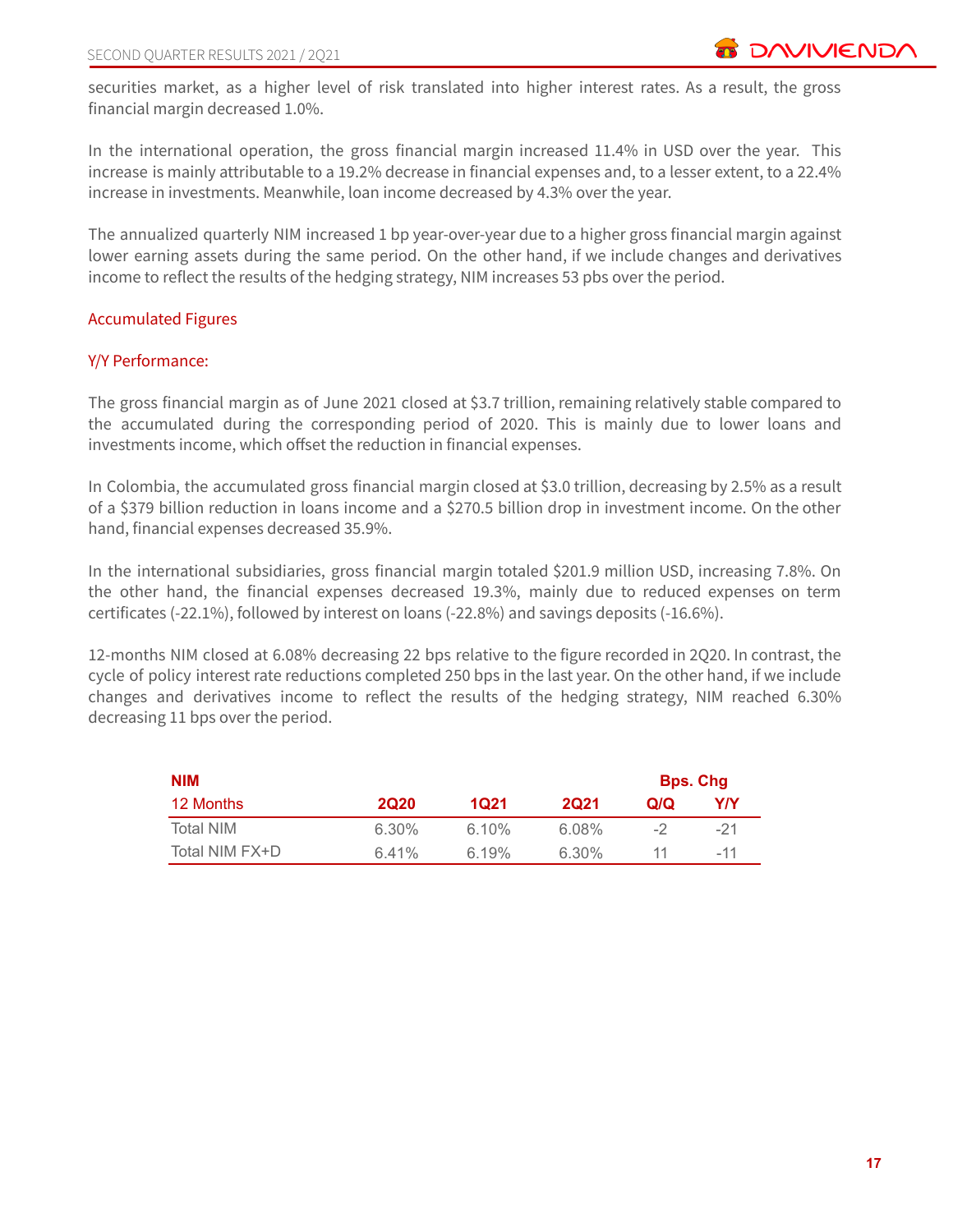securities market, as a higher level of risk translated into higher interest rates. As a result, the gross financial margin decreased 1.0%.

In the international operation, the gross financial margin increased 11.4% in USD over the year. This increase is mainly attributable to a 19.2% decrease in financial expenses and, to a lesser extent, to a 22.4% increase in investments. Meanwhile, loan income decreased by 4.3% over the year.

The annualized quarterly NIM increased 1 bp year-over-year due to a higher gross financial margin against lower earning assets during the same period. On the other hand, if we include changes and derivatives income to reflect the results of the hedging strategy, NIM increases 53 pbs over the period.

## Accumulated Figures

### Y/Y Performance:

The gross financial margin as of June 2021 closed at $3.7 trillion, remaining relatively stable compared to the accumulated during the corresponding period of 2020. This is mainly due to lower loans and investments income, which offset the reduction in financial expenses.

In Colombia, the accumulated gross financial margin closed at $3.0 trillion, decreasing by 2.5% as a result of a $379 billion reduction in loans income and a $270.5 billion drop in investment income. On the other hand, financial expenses decreased 35.9%.

In the international subsidiaries, gross financial margin totaled $201.9 million USD, increasing 7.8%. On the other hand, the financial expenses decreased 19.3%, mainly due to reduced expenses on term certificates (-22.1%), followed by interest on loans (-22.8%) and savings deposits (-16.6%).

12-months NIM closed at 6.08% decreasing 22 bps relative to the figure recorded in 2Q20. In contrast, the cycle of policy interest rate reductions completed 250 bps in the last year. On the other hand, if we include changes and derivatives income to reflect the results of the hedging strategy, NIM reached 6.30% decreasing 11 bps over the period.

| NIM | | | | Bps. Chg | |
|---|---|---|---|---|---|
| 12 Months | 2Q20 | 1Q21 | 2Q21 | Q/Q | Y/Y |
| Total NIM | 6.30% | 6.10% | 6.08% | -2 | -21 |
| Total NIM FX+D | 6.41% | 6.19% | 6.30% | 11 | -11 |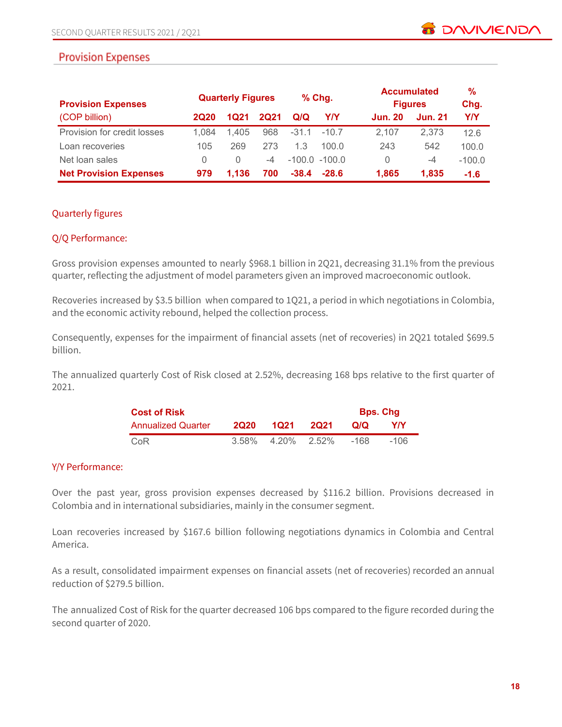## Provision Expenses

| Provision Expenses (COP billion) | Quarterly Figures | | | % Chg. | | Accumulated Figures | | % Chg. |
|---|---|---|---|---|---|---|---|---|
| | 2Q20 | 1Q21 | 2Q21 | Q/Q | Y/Y | Jun. 20 | Jun. 21 | Y/Y |
| Provision for credit losses | 1,084 | 1,405 | 968 | -31.1 | -10.7 | 2,107 | 2,373 | 12.6 |
| Loan recoveries | 105 | 269 | 273 | 1.3 | 100.0 | 243 | 542 | 100.0 |
| Net loan sales | 0 | 0 | -4 | -100.0 | -100.0 | 0 | -4 | -100.0 |
| **Net Provision Expenses** | **979** | **1,136** | **700** | **-38.4** | **-28.6** | **1,865** | **1,835** | **-1.6** |

### Quarterly figures

### Q/Q Performance:

Gross provision expenses amounted to nearly $968.1 billion in 2Q21, decreasing 31.1% from the previous quarter, reflecting the adjustment of model parameters given an improved macroeconomic outlook.

Recoveries increased by $3.5 billion when compared to 1Q21, a period in which negotiations in Colombia, and the economic activity rebound, helped the collection process.

Consequently, expenses for the impairment of financial assets (net of recoveries) in 2Q21 totaled $699.5 billion.

The annualized quarterly Cost of Risk closed at 2.52%, decreasing 168 bps relative to the first quarter of 2021.

| Cost of Risk Annualized Quarter | 2Q20 | 1Q21 | 2Q21 | Bps. Chg Q/Q | Bps. Chg Y/Y |
|---|---|---|---|---|---|
| CoR | 3.58% | 4.20% | 2.52% | -168 | -106 |

### Y/Y Performance:

Over the past year, gross provision expenses decreased by $116.2 billion. Provisions decreased in Colombia and in international subsidiaries, mainly in the consumer segment.

Loan recoveries increased by $167.6 billion following negotiations dynamics in Colombia and Central America.

As a result, consolidated impairment expenses on financial assets (net of recoveries) recorded an annual reduction of $279.5 billion.

The annualized Cost of Risk for the quarter decreased 106 bps compared to the figure recorded during the second quarter of 2020.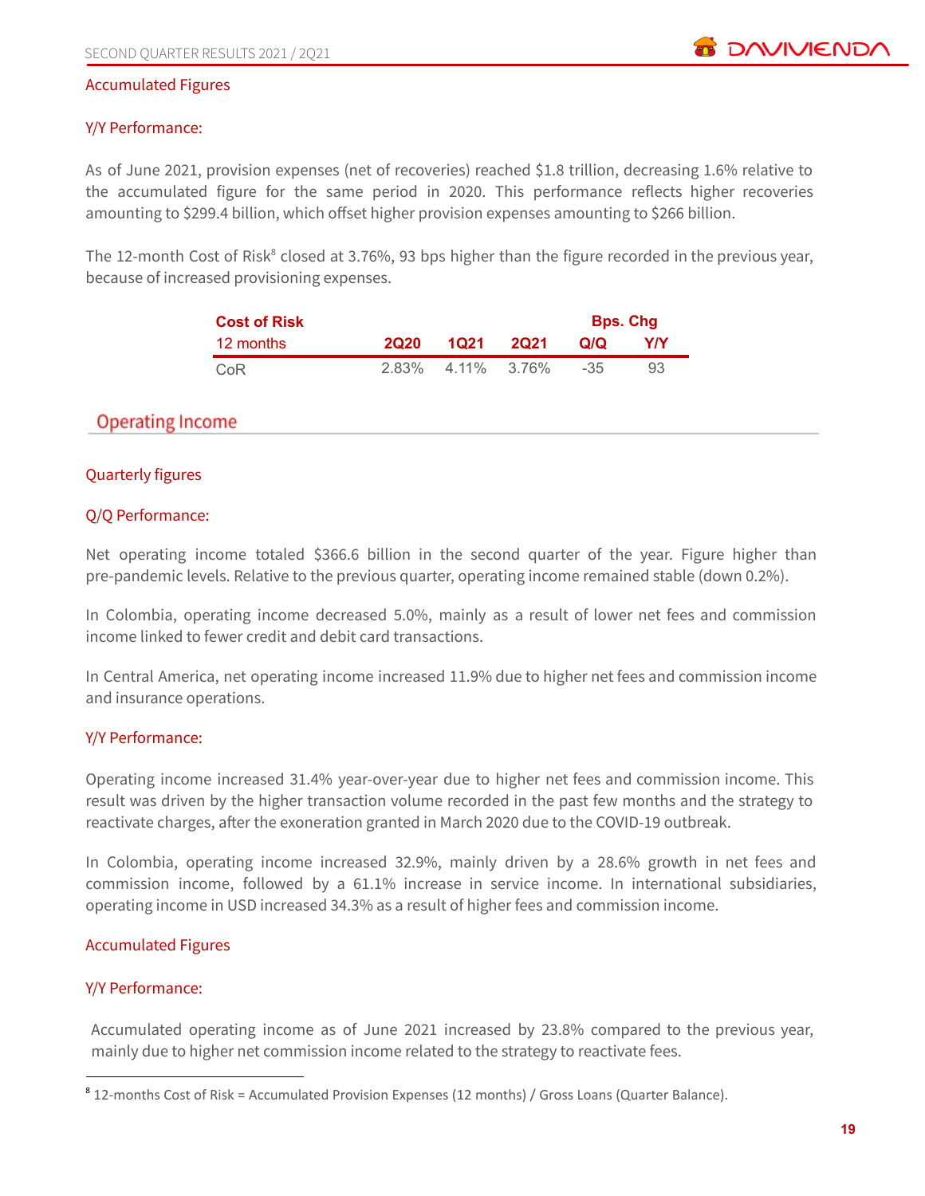### Accumulated Figures

#### Y/Y Performance:

As of June 2021, provision expenses (net of recoveries) reached $1.8 trillion, decreasing 1.6% relative to the accumulated figure for the same period in 2020. This performance reflects higher recoveries amounting to $299.4 billion, which offset higher provision expenses amounting to $266 billion.

The 12-month Cost of Risk[8] closed at 3.76%, 93 bps higher than the figure recorded in the previous year, because of increased provisioning expenses.

| Cost of Risk | | | | Bps. Chg | |
|---|---|---|---|---|---|
| 12 months | 2Q20 | 1Q21 | 2Q21 | Q/Q | Y/Y |
| CoR | 2.83% | 4.11% | 3.76% | -35 | 93 |

## Operating Income

### Quarterly figures

#### Q/Q Performance:

Net operating income totaled $366.6 billion in the second quarter of the year. Figure higher than pre-pandemic levels. Relative to the previous quarter, operating income remained stable (down 0.2%).

In Colombia, operating income decreased 5.0%, mainly as a result of lower net fees and commission income linked to fewer credit and debit card transactions.

In Central America, net operating income increased 11.9% due to higher net fees and commission income and insurance operations.

#### Y/Y Performance:

Operating income increased 31.4% year-over-year due to higher net fees and commission income. This result was driven by the higher transaction volume recorded in the past few months and the strategy to reactivate charges, after the exoneration granted in March 2020 due to the COVID-19 outbreak.

In Colombia, operating income increased 32.9%, mainly driven by a 28.6% growth in net fees and commission income, followed by a 61.1% increase in service income. In international subsidiaries, operating income in USD increased 34.3% as a result of higher fees and commission income.

### Accumulated Figures

#### Y/Y Performance:

Accumulated operating income as of June 2021 increased by 23.8% compared to the previous year, mainly due to higher net commission income related to the strategy to reactivate fees.

---

[8] 12-months Cost of Risk = Accumulated Provision Expenses (12 months) / Gross Loans (Quarter Balance).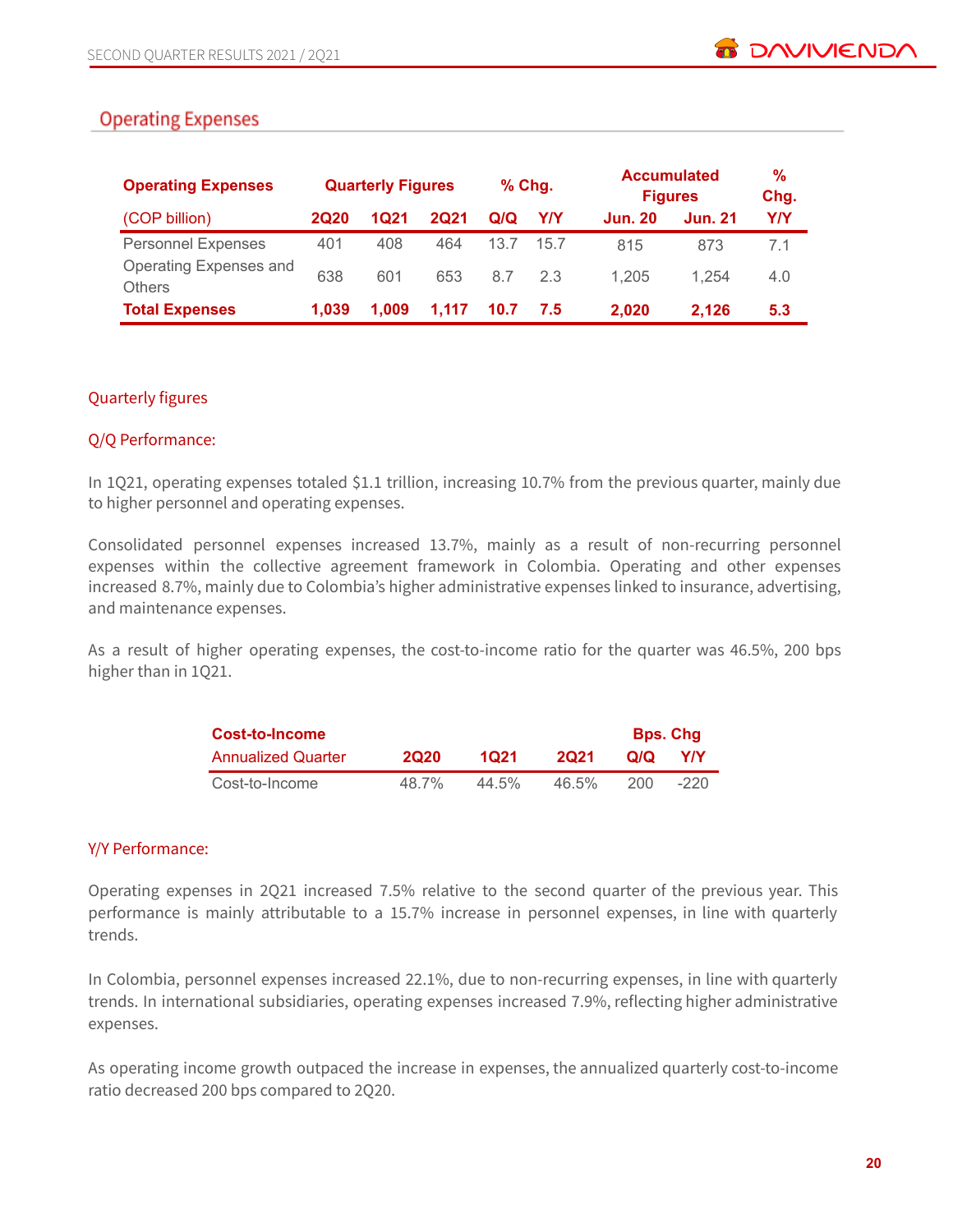## Operating Expenses

| Operating Expenses | Quarterly Figures | | | % Chg. | | Accumulated Figures | | % Chg. |
|---|---|---|---|---|---|---|---|---|
| (COP billion) | 2Q20 | 1Q21 | 2Q21 | Q/Q | Y/Y | Jun. 20 | Jun. 21 | Y/Y |
| Personnel Expenses | 401 | 408 | 464 | 13.7 | 15.7 | 815 | 873 | 7.1 |
| Operating Expenses and Others | 638 | 601 | 653 | 8.7 | 2.3 | 1,205 | 1,254 | 4.0 |
| **Total Expenses** | **1,039** | **1,009** | **1,117** | **10.7** | **7.5** | **2,020** | **2,126** | **5.3** |

### Quarterly figures

### Q/Q Performance:

In 1Q21, operating expenses totaled $1.1 trillion, increasing 10.7% from the previous quarter, mainly due to higher personnel and operating expenses.

Consolidated personnel expenses increased 13.7%, mainly as a result of non-recurring personnel expenses within the collective agreement framework in Colombia. Operating and other expenses increased 8.7%, mainly due to Colombia's higher administrative expenses linked to insurance, advertising, and maintenance expenses.

As a result of higher operating expenses, the cost-to-income ratio for the quarter was 46.5%, 200 bps higher than in 1Q21.

| Cost-to-Income | | | | Bps. Chg | |
|---|---|---|---|---|---|
| Annualized Quarter | 2Q20 | 1Q21 | 2Q21 | Q/Q | Y/Y |
| Cost-to-Income | 48.7% | 44.5% | 46.5% | 200 | -220 |

### Y/Y Performance:

Operating expenses in 2Q21 increased 7.5% relative to the second quarter of the previous year. This performance is mainly attributable to a 15.7% increase in personnel expenses, in line with quarterly trends.

In Colombia, personnel expenses increased 22.1%, due to non-recurring expenses, in line with quarterly trends. In international subsidiaries, operating expenses increased 7.9%, reflecting higher administrative expenses.

As operating income growth outpaced the increase in expenses, the annualized quarterly cost-to-income ratio decreased 200 bps compared to 2Q20.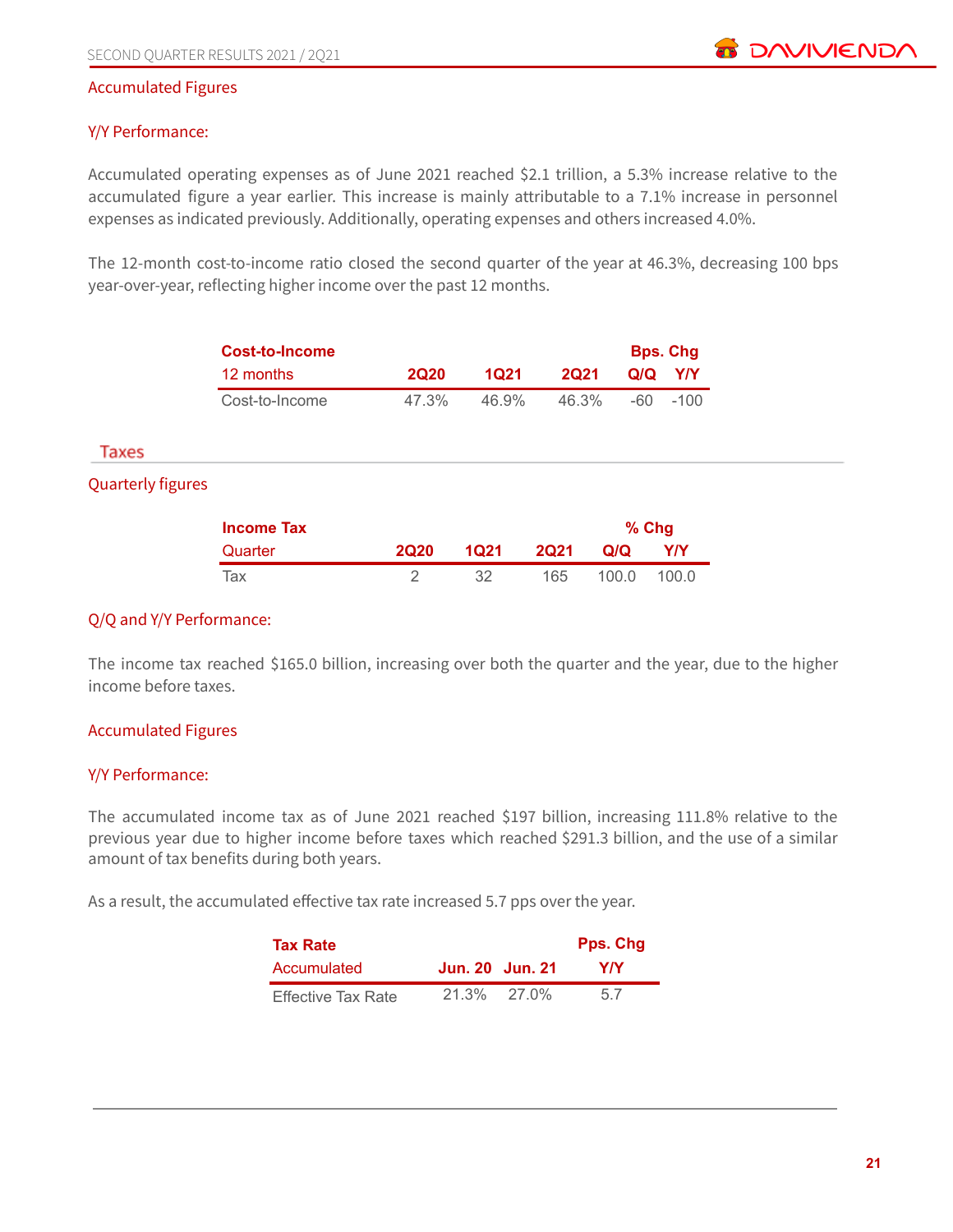Accumulated Figures

Y/Y Performance:

Accumulated operating expenses as of June 2021 reached $2.1 trillion, a 5.3% increase relative to the accumulated figure a year earlier. This increase is mainly attributable to a 7.1% increase in personnel expenses as indicated previously. Additionally, operating expenses and others increased 4.0%.

The 12-month cost-to-income ratio closed the second quarter of the year at 46.3%, decreasing 100 bps year-over-year, reflecting higher income over the past 12 months.

| **Cost-to-Income** | | | | **Bps. Chg** | |
|---|---|---|---|---|---|
| 12 months | **2Q20** | **1Q21** | **2Q21** | **Q/Q** | **Y/Y** |
| Cost-to-Income | 47.3% | 46.9% | 46.3% | -60 | -100 |

## Taxes

Quarterly figures

| **Income Tax** | | | | **% Chg** | |
|---|---|---|---|---|---|
| Quarter | **2Q20** | **1Q21** | **2Q21** | **Q/Q** | **Y/Y** |
| Tax | 2 | 32 | 165 | 100.0 | 100.0 |

Q/Q and Y/Y Performance:

The income tax reached $165.0 billion, increasing over both the quarter and the year, due to the higher income before taxes.

Accumulated Figures

Y/Y Performance:

The accumulated income tax as of June 2021 reached $197 billion, increasing 111.8% relative to the previous year due to higher income before taxes which reached $291.3 billion, and the use of a similar amount of tax benefits during both years.

As a result, the accumulated effective tax rate increased 5.7 pps over the year.

| **Tax Rate** | | | **Pps. Chg** |
|---|---|---|---|
| Accumulated | **Jun. 20** | **Jun. 21** | **Y/Y** |
| Effective Tax Rate | 21.3% | 27.0% | 5.7 |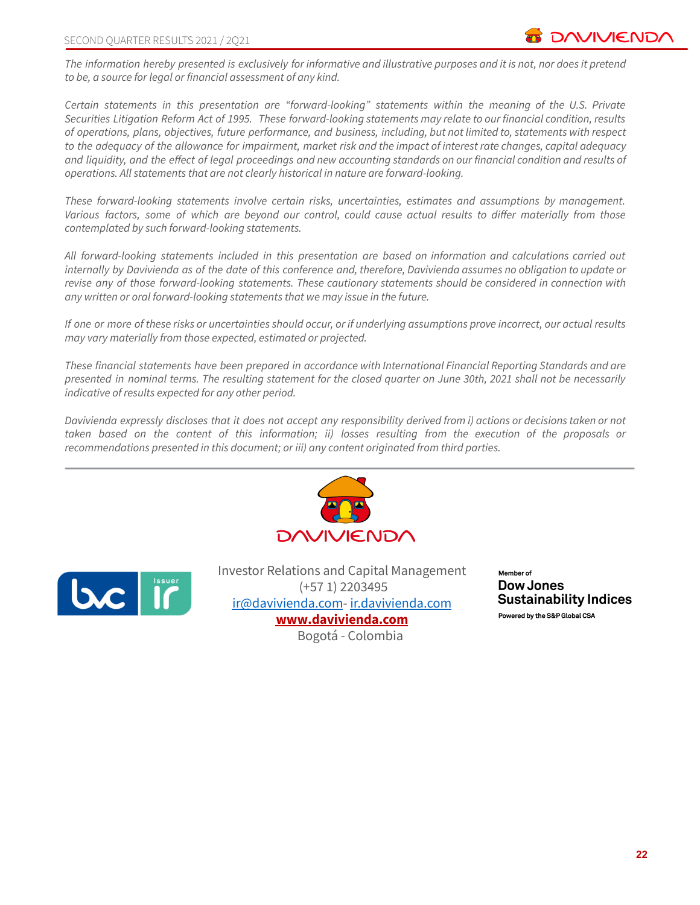*The information hereby presented is exclusively for informative and illustrative purposes and it is not, nor does it pretend to be, a source for legal or financial assessment of any kind.*

*Certain statements in this presentation are "forward-looking" statements within the meaning of the U.S. Private Securities Litigation Reform Act of 1995. These forward-looking statements may relate to our financial condition, results of operations, plans, objectives, future performance, and business, including, but not limited to, statements with respect to the adequacy of the allowance for impairment, market risk and the impact of interest rate changes, capital adequacy and liquidity, and the effect of legal proceedings and new accounting standards on our financial condition and results of operations. All statements that are not clearly historical in nature are forward-looking.*

*These forward-looking statements involve certain risks, uncertainties, estimates and assumptions by management. Various factors, some of which are beyond our control, could cause actual results to differ materially from those contemplated by such forward-looking statements.*

*All forward-looking statements included in this presentation are based on information and calculations carried out internally by Davivienda as of the date of this conference and, therefore, Davivienda assumes no obligation to update or revise any of those forward-looking statements. These cautionary statements should be considered in connection with any written or oral forward-looking statements that we may issue in the future.*

*If one or more of these risks or uncertainties should occur, or if underlying assumptions prove incorrect, our actual results may vary materially from those expected, estimated or projected.*

*These financial statements have been prepared in accordance with International Financial Reporting Standards and are presented in nominal terms. The resulting statement for the closed quarter on June 30th, 2021 shall not be necessarily indicative of results expected for any other period.*

*Davivienda expressly discloses that it does not accept any responsibility derived from i) actions or decisions taken or not taken based on the content of this information; ii) losses resulting from the execution of the proposals or recommendations presented in this document; or iii) any content originated from third parties.*

---

DAVIVIENDA

bvc Issuer ir

Investor Relations and Capital Management
(+57 1) 2203495
ir@davivienda.com- ir.davivienda.com
**www.davivienda.com**
Bogotá - Colombia

Member of
**Dow Jones Sustainability Indices**
Powered by the S&P Global CSA